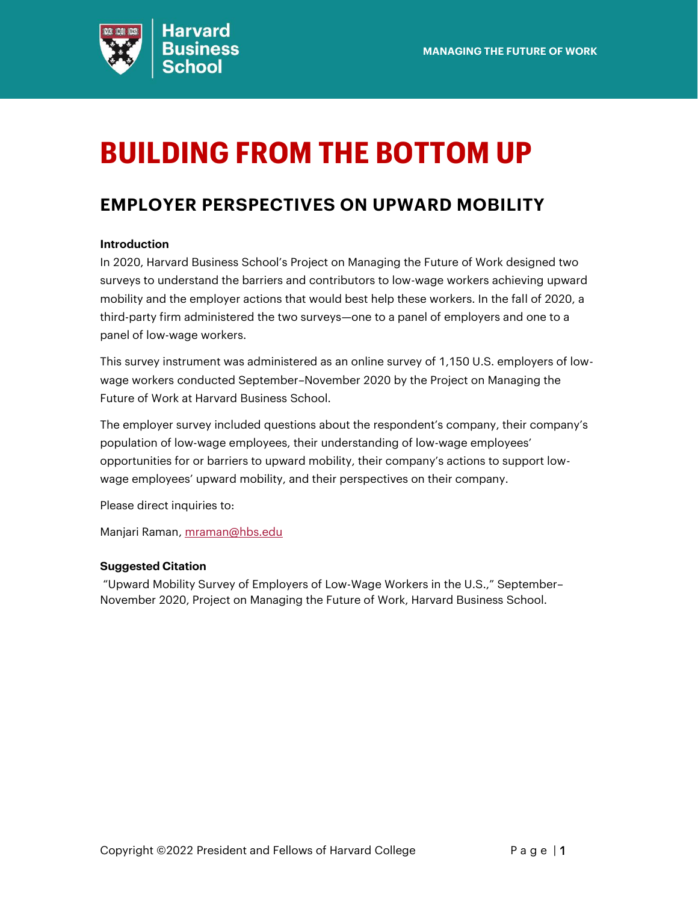# BUILDING FROM THE BOTTOM UP

## EMPLOYER PERSPECTIVES ON UPWARD MOBILITY

**Introduction**

In 2020, Harvard Business School's Project on Managing the Future of Work designed two surveys to understand the barriers and contributors to low-wage workers achieving upward mobility and the employer actions that would best help these workers. In the fall of 2020, a third-party firm administered the two surveys—one to a panel of employers and one to a panel of low-wage workers.

This survey instrument was administered as an online survey of 1,150 U.S. employers of low-wage workers conducted September–November 2020 by the Project on Managing the Future of Work at Harvard Business School.

The employer survey included questions about the respondent's company, their company's population of low-wage employees, their understanding of low-wage employees' opportunities for or barriers to upward mobility, their company's actions to support low-wage employees' upward mobility, and their perspectives on their company.

Please direct inquiries to:

Manjari Raman, mraman@hbs.edu

**Suggested Citation**

"Upward Mobility Survey of Employers of Low-Wage Workers in the U.S.," September–November 2020, Project on Managing the Future of Work, Harvard Business School.

Copyright ©2022 President and Fellows of Harvard College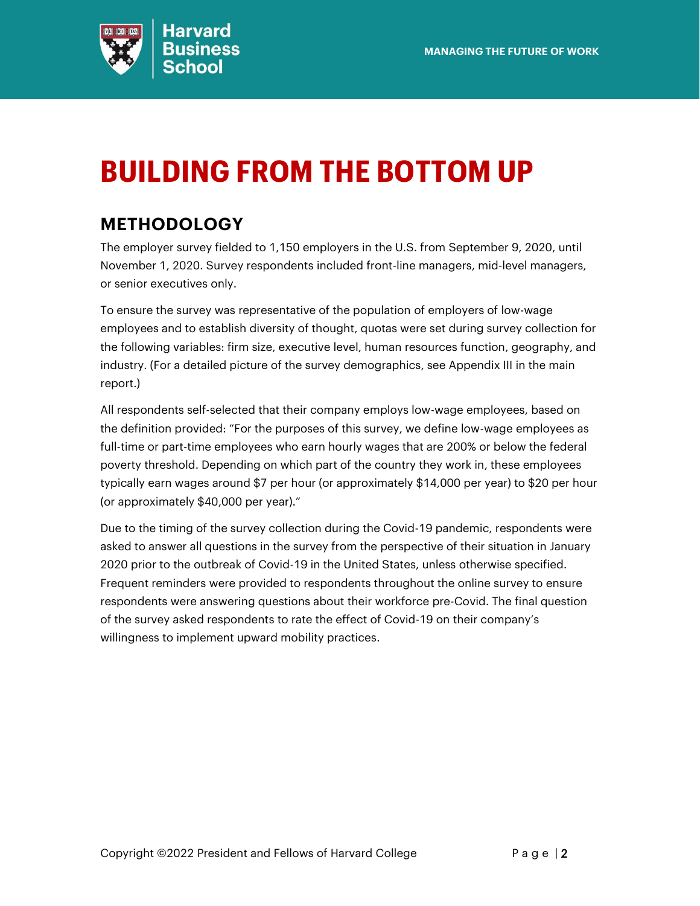# BUILDING FROM THE BOTTOM UP

## METHODOLOGY

The employer survey fielded to 1,150 employers in the U.S. from September 9, 2020, until November 1, 2020. Survey respondents included front-line managers, mid-level managers, or senior executives only.

To ensure the survey was representative of the population of employers of low-wage employees and to establish diversity of thought, quotas were set during survey collection for the following variables: firm size, executive level, human resources function, geography, and industry. (For a detailed picture of the survey demographics, see Appendix III in the main report.)

All respondents self-selected that their company employs low-wage employees, based on the definition provided: "For the purposes of this survey, we define low-wage employees as full-time or part-time employees who earn hourly wages that are 200% or below the federal poverty threshold. Depending on which part of the country they work in, these employees typically earn wages around $7 per hour (or approximately $14,000 per year) to $20 per hour (or approximately $40,000 per year)."

Due to the timing of the survey collection during the Covid-19 pandemic, respondents were asked to answer all questions in the survey from the perspective of their situation in January 2020 prior to the outbreak of Covid-19 in the United States, unless otherwise specified. Frequent reminders were provided to respondents throughout the online survey to ensure respondents were answering questions about their workforce pre-Covid. The final question of the survey asked respondents to rate the effect of Covid-19 on their company's willingness to implement upward mobility practices.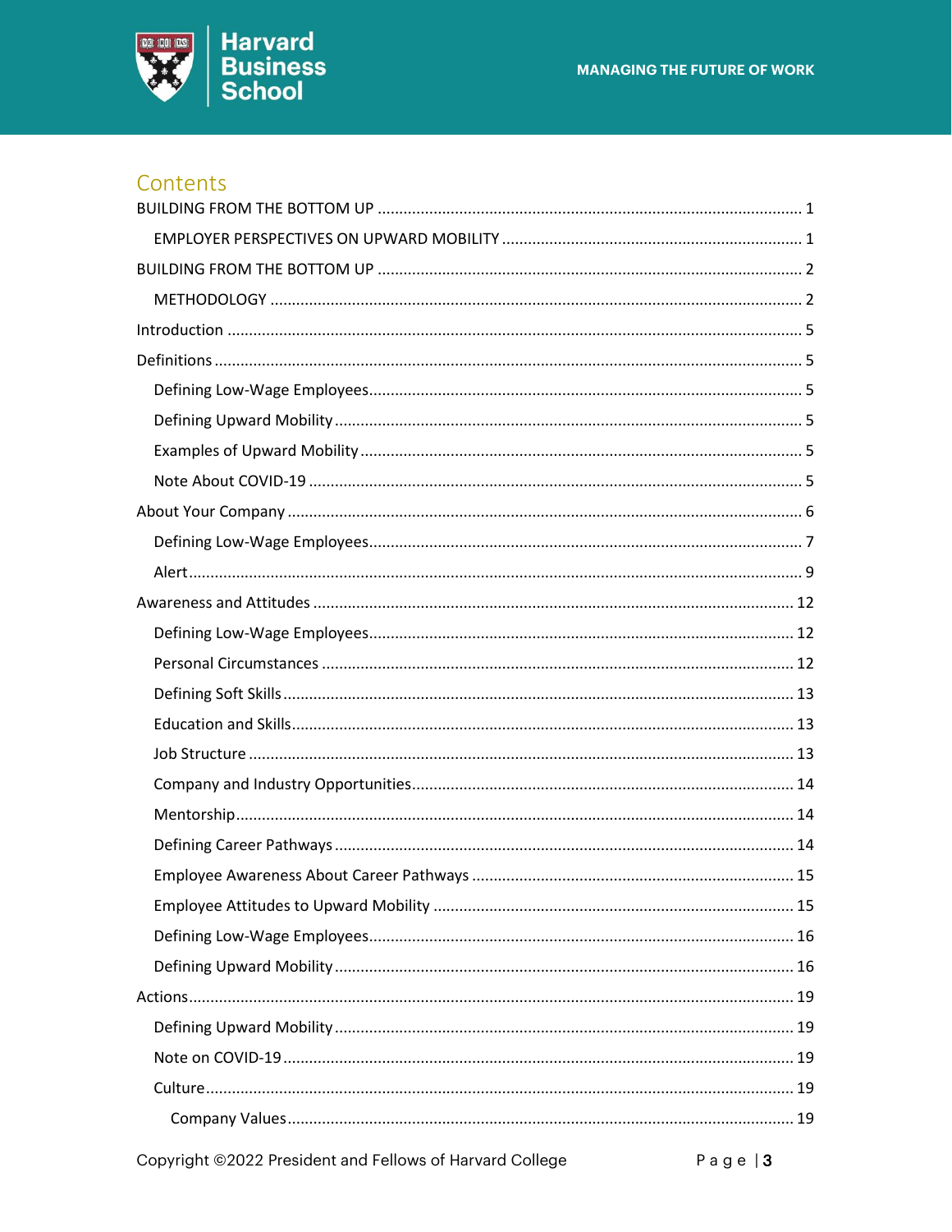## Contents

BUILDING FROM THE BOTTOM UP ........ 1

- EMPLOYER PERSPECTIVES ON UPWARD MOBILITY ........ 1

BUILDING FROM THE BOTTOM UP ........ 2

- METHODOLOGY ........ 2

Introduction ........ 5

Definitions ........ 5

- Defining Low-Wage Employees ........ 5
- Defining Upward Mobility ........ 5
- Examples of Upward Mobility ........ 5
- Note About COVID-19 ........ 5

About Your Company ........ 6

- Defining Low-Wage Employees ........ 7
- Alert ........ 9

Awareness and Attitudes ........ 12

- Defining Low-Wage Employees ........ 12
- Personal Circumstances ........ 12
- Defining Soft Skills ........ 13
- Education and Skills ........ 13
- Job Structure ........ 13
- Company and Industry Opportunities ........ 14
- Mentorship ........ 14
- Defining Career Pathways ........ 14
- Employee Awareness About Career Pathways ........ 15
- Employee Attitudes to Upward Mobility ........ 15
- Defining Low-Wage Employees ........ 16
- Defining Upward Mobility ........ 16

Actions ........ 19

- Defining Upward Mobility ........ 19
- Note on COVID-19 ........ 19
- Culture ........ 19
  - Company Values ........ 19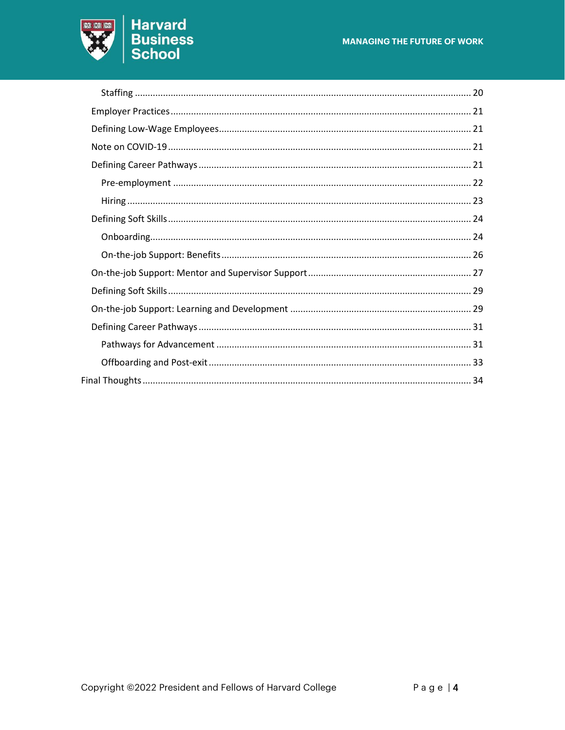- Staffing ... 20
- Employer Practices ... 21
- Defining Low-Wage Employees ... 21
- Note on COVID-19 ... 21
- Defining Career Pathways ... 21
  - Pre-employment ... 22
  - Hiring ... 23
- Defining Soft Skills ... 24
  - Onboarding ... 24
  - On-the-job Support: Benefits ... 26
- On-the-job Support: Mentor and Supervisor Support ... 27
- Defining Soft Skills ... 29
- On-the-job Support: Learning and Development ... 29
- Defining Career Pathways ... 31
  - Pathways for Advancement ... 31
  - Offboarding and Post-exit ... 33

Final Thoughts ... 34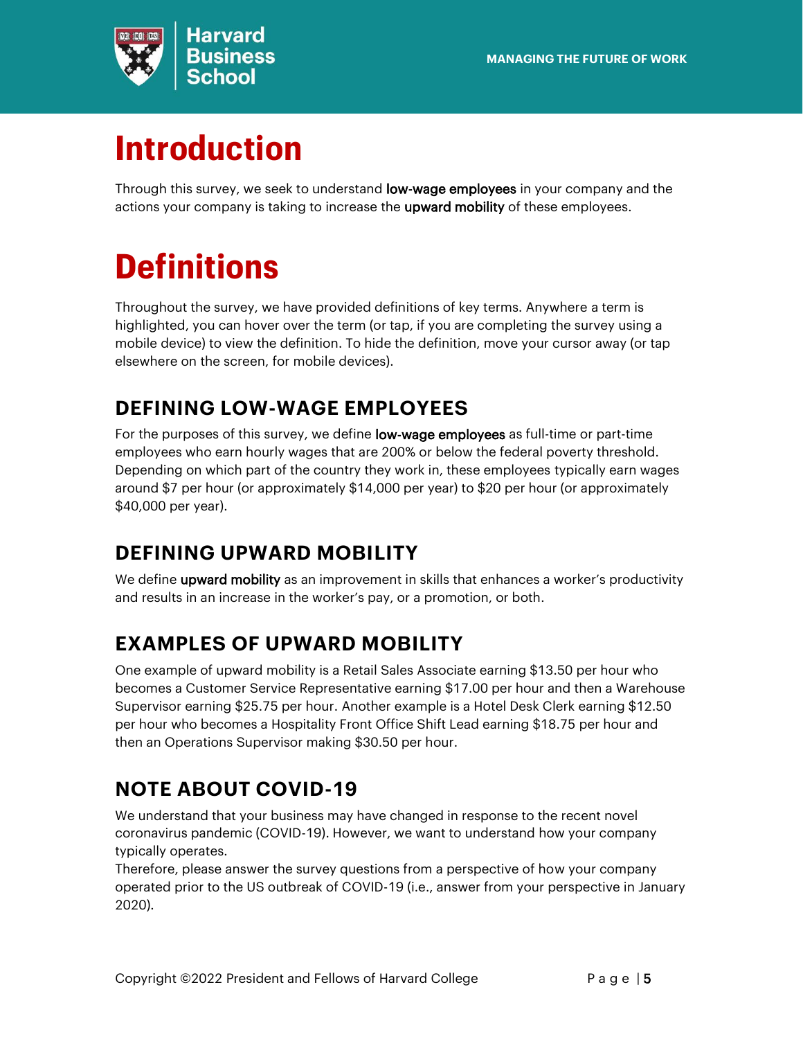# Introduction

Through this survey, we seek to understand **low-wage employees** in your company and the actions your company is taking to increase the **upward mobility** of these employees.

# Definitions

Throughout the survey, we have provided definitions of key terms. Anywhere a term is highlighted, you can hover over the term (or tap, if you are completing the survey using a mobile device) to view the definition. To hide the definition, move your cursor away (or tap elsewhere on the screen, for mobile devices).

## DEFINING LOW-WAGE EMPLOYEES

For the purposes of this survey, we define **low-wage employees** as full-time or part-time employees who earn hourly wages that are 200% or below the federal poverty threshold. Depending on which part of the country they work in, these employees typically earn wages around $7 per hour (or approximately $14,000 per year) to $20 per hour (or approximately $40,000 per year).

## DEFINING UPWARD MOBILITY

We define **upward mobility** as an improvement in skills that enhances a worker's productivity and results in an increase in the worker's pay, or a promotion, or both.

## EXAMPLES OF UPWARD MOBILITY

One example of upward mobility is a Retail Sales Associate earning $13.50 per hour who becomes a Customer Service Representative earning $17.00 per hour and then a Warehouse Supervisor earning $25.75 per hour. Another example is a Hotel Desk Clerk earning $12.50 per hour who becomes a Hospitality Front Office Shift Lead earning $18.75 per hour and then an Operations Supervisor making $30.50 per hour.

## NOTE ABOUT COVID-19

We understand that your business may have changed in response to the recent novel coronavirus pandemic (COVID-19). However, we want to understand how your company typically operates.

Therefore, please answer the survey questions from a perspective of how your company operated prior to the US outbreak of COVID-19 (i.e., answer from your perspective in January 2020).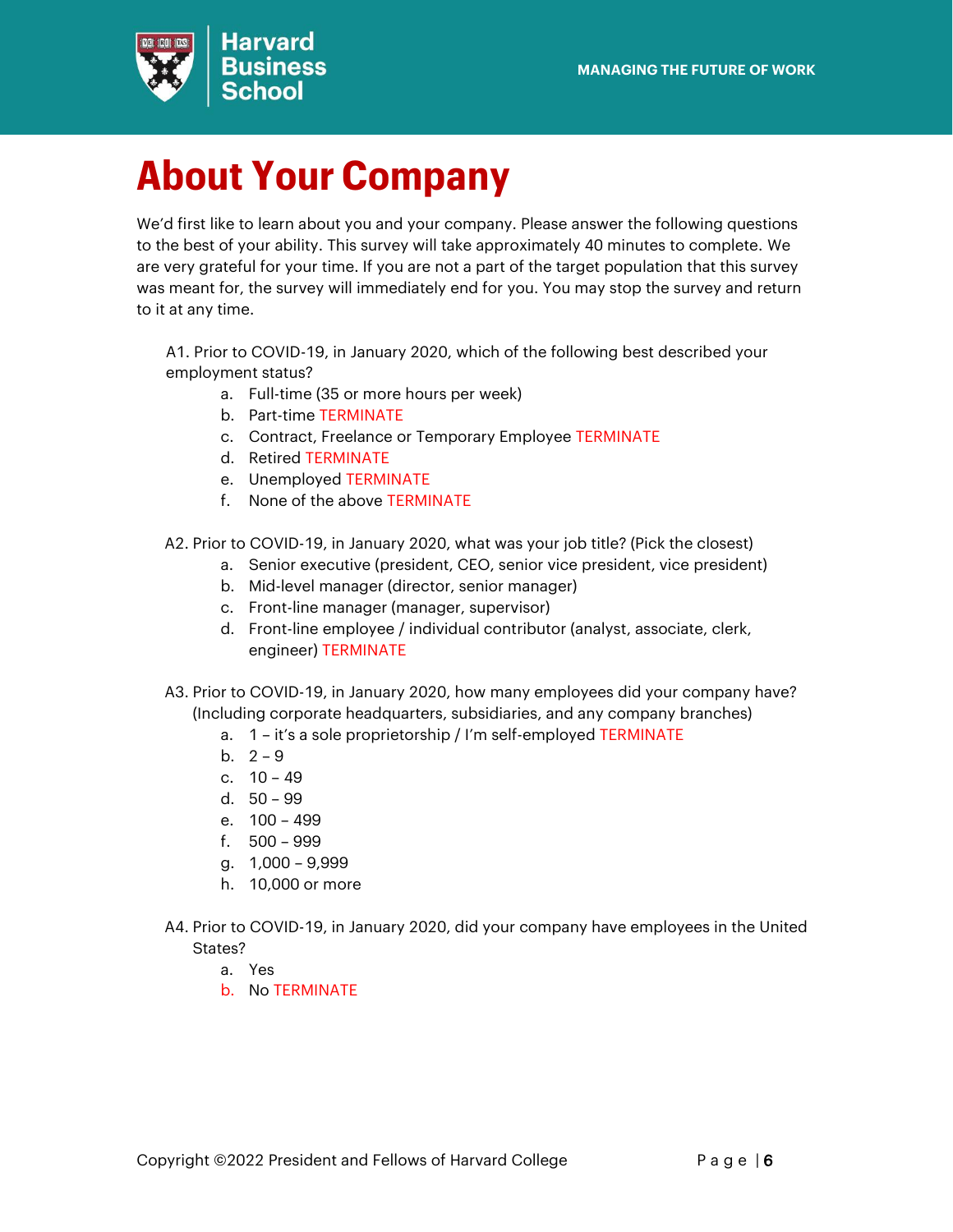# About Your Company

We'd first like to learn about you and your company. Please answer the following questions to the best of your ability. This survey will take approximately 40 minutes to complete. We are very grateful for your time. If you are not a part of the target population that this survey was meant for, the survey will immediately end for you. You may stop the survey and return to it at any time.

A1. Prior to COVID-19, in January 2020, which of the following best described your employment status?

a. Full-time (35 or more hours per week)
b. Part-time TERMINATE
c. Contract, Freelance or Temporary Employee TERMINATE
d. Retired TERMINATE
e. Unemployed TERMINATE
f. None of the above TERMINATE

A2. Prior to COVID-19, in January 2020, what was your job title? (Pick the closest)

a. Senior executive (president, CEO, senior vice president, vice president)
b. Mid-level manager (director, senior manager)
c. Front-line manager (manager, supervisor)
d. Front-line employee / individual contributor (analyst, associate, clerk, engineer) TERMINATE

A3. Prior to COVID-19, in January 2020, how many employees did your company have? (Including corporate headquarters, subsidiaries, and any company branches)

a. 1 – it's a sole proprietorship / I'm self-employed TERMINATE
b. 2 – 9
c. 10 – 49
d. 50 – 99
e. 100 – 499
f. 500 – 999
g. 1,000 – 9,999
h. 10,000 or more

A4. Prior to COVID-19, in January 2020, did your company have employees in the United States?

a. Yes
b. No TERMINATE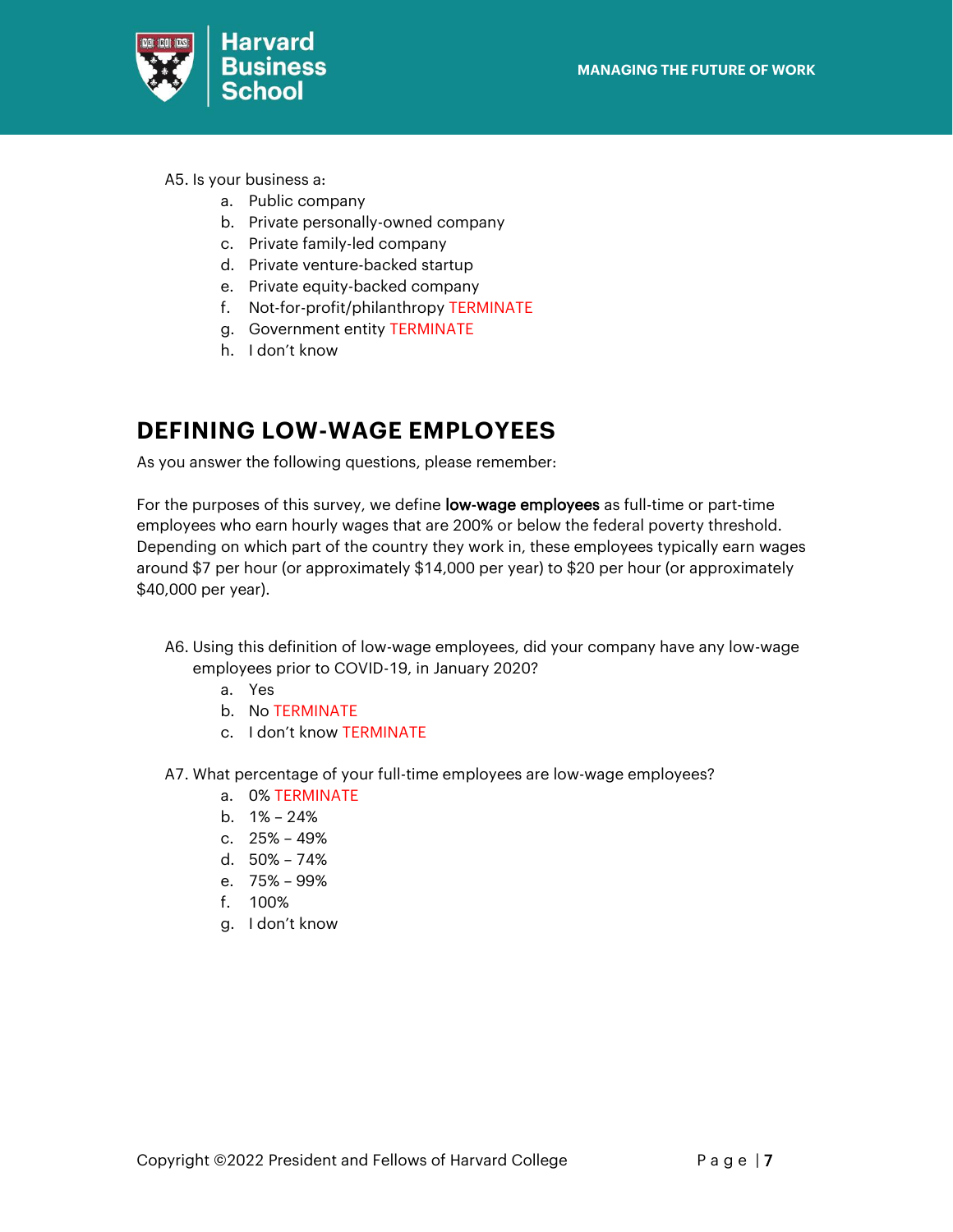A5. Is your business a:

a. Public company
b. Private personally-owned company
c. Private family-led company
d. Private venture-backed startup
e. Private equity-backed company
f. Not-for-profit/philanthropy TERMINATE
g. Government entity TERMINATE
h. I don't know

## DEFINING LOW-WAGE EMPLOYEES

As you answer the following questions, please remember:

For the purposes of this survey, we define **low-wage employees** as full-time or part-time employees who earn hourly wages that are 200% or below the federal poverty threshold. Depending on which part of the country they work in, these employees typically earn wages around $7 per hour (or approximately $14,000 per year) to $20 per hour (or approximately $40,000 per year).

A6. Using this definition of low-wage employees, did your company have any low-wage employees prior to COVID-19, in January 2020?

a. Yes
b. No TERMINATE
c. I don't know TERMINATE

A7. What percentage of your full-time employees are low-wage employees?

a. 0% TERMINATE
b. 1% – 24%
c. 25% – 49%
d. 50% – 74%
e. 75% – 99%
f. 100%
g. I don't know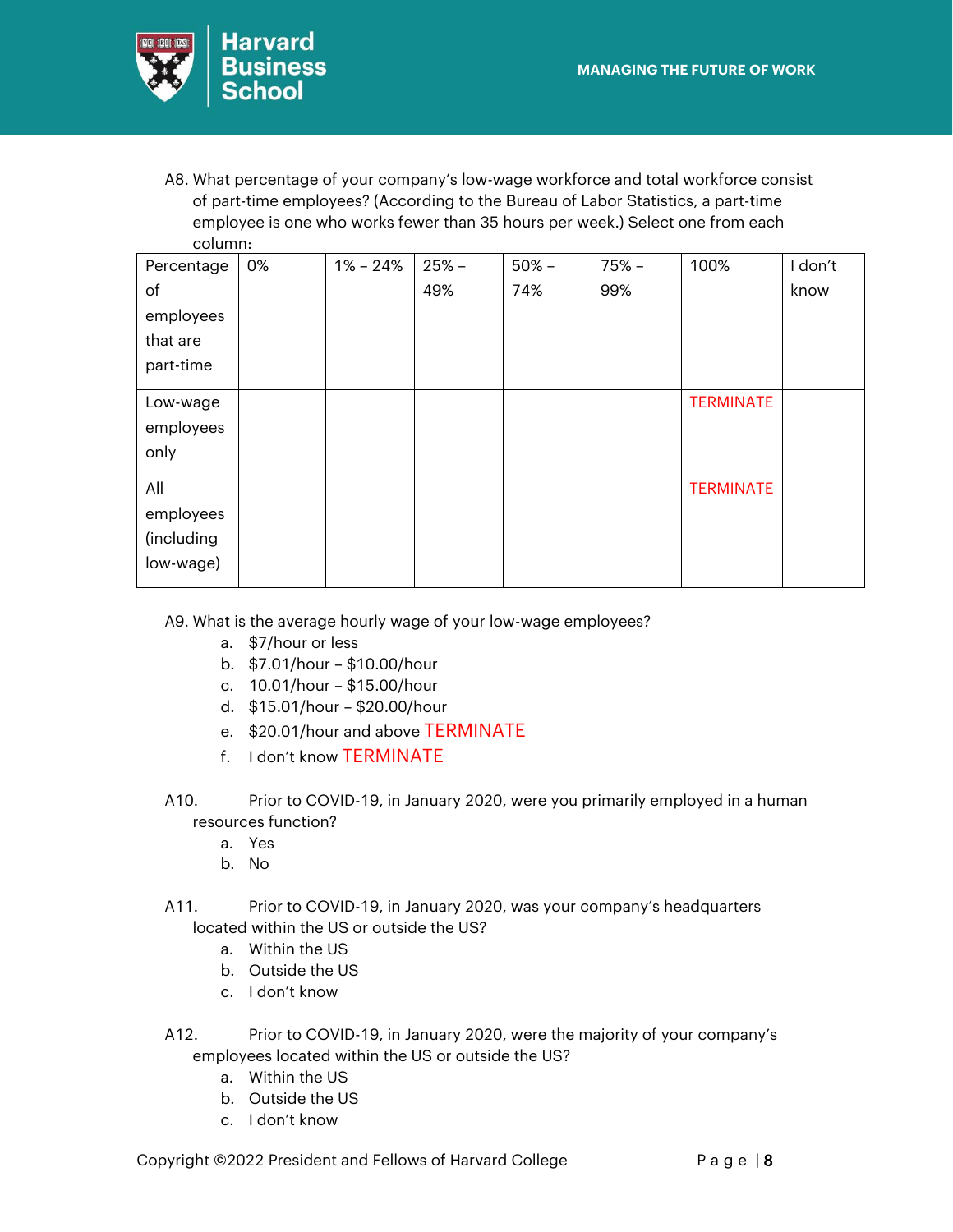A8. What percentage of your company's low-wage workforce and total workforce consist of part-time employees? (According to the Bureau of Labor Statistics, a part-time employee is one who works fewer than 35 hours per week.) Select one from each column:

| Percentage of employees that are part-time | 0% | 1% – 24% | 25% – 49% | 50% – 74% | 75% – 99% | 100% | I don't know |
|---|---|---|---|---|---|---|---|
| Low-wage employees only | | | | | | TERMINATE | |
| All employees (including low-wage) | | | | | | TERMINATE | |

A9. What is the average hourly wage of your low-wage employees?

a. $7/hour or less
b. $7.01/hour – $10.00/hour
c. 10.01/hour – $15.00/hour
d. $15.01/hour – $20.00/hour
e. $20.01/hour and above TERMINATE
f. I don't know TERMINATE

A10. Prior to COVID-19, in January 2020, were you primarily employed in a human resources function?

a. Yes
b. No

A11. Prior to COVID-19, in January 2020, was your company's headquarters located within the US or outside the US?

a. Within the US
b. Outside the US
c. I don't know

A12. Prior to COVID-19, in January 2020, were the majority of your company's employees located within the US or outside the US?

a. Within the US
b. Outside the US
c. I don't know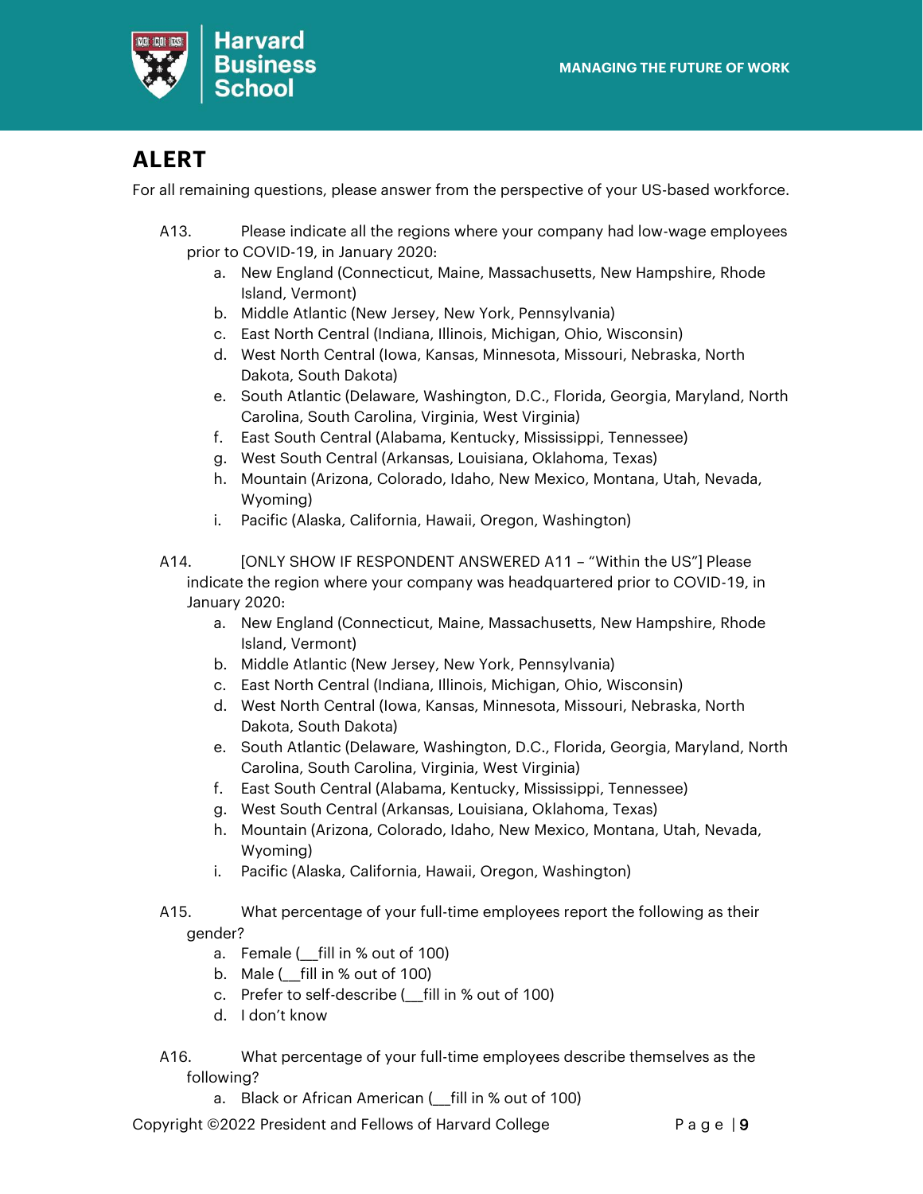## ALERT

For all remaining questions, please answer from the perspective of your US-based workforce.

A13. Please indicate all the regions where your company had low-wage employees prior to COVID-19, in January 2020:

a. New England (Connecticut, Maine, Massachusetts, New Hampshire, Rhode Island, Vermont)
b. Middle Atlantic (New Jersey, New York, Pennsylvania)
c. East North Central (Indiana, Illinois, Michigan, Ohio, Wisconsin)
d. West North Central (Iowa, Kansas, Minnesota, Missouri, Nebraska, North Dakota, South Dakota)
e. South Atlantic (Delaware, Washington, D.C., Florida, Georgia, Maryland, North Carolina, South Carolina, Virginia, West Virginia)
f. East South Central (Alabama, Kentucky, Mississippi, Tennessee)
g. West South Central (Arkansas, Louisiana, Oklahoma, Texas)
h. Mountain (Arizona, Colorado, Idaho, New Mexico, Montana, Utah, Nevada, Wyoming)
i. Pacific (Alaska, California, Hawaii, Oregon, Washington)

A14. [ONLY SHOW IF RESPONDENT ANSWERED A11 – "Within the US"] Please indicate the region where your company was headquartered prior to COVID-19, in January 2020:

a. New England (Connecticut, Maine, Massachusetts, New Hampshire, Rhode Island, Vermont)
b. Middle Atlantic (New Jersey, New York, Pennsylvania)
c. East North Central (Indiana, Illinois, Michigan, Ohio, Wisconsin)
d. West North Central (Iowa, Kansas, Minnesota, Missouri, Nebraska, North Dakota, South Dakota)
e. South Atlantic (Delaware, Washington, D.C., Florida, Georgia, Maryland, North Carolina, South Carolina, Virginia, West Virginia)
f. East South Central (Alabama, Kentucky, Mississippi, Tennessee)
g. West South Central (Arkansas, Louisiana, Oklahoma, Texas)
h. Mountain (Arizona, Colorado, Idaho, New Mexico, Montana, Utah, Nevada, Wyoming)
i. Pacific (Alaska, California, Hawaii, Oregon, Washington)

A15. What percentage of your full-time employees report the following as their gender?

a. Female (__fill in % out of 100)
b. Male (__fill in % out of 100)
c. Prefer to self-describe (__fill in % out of 100)
d. I don't know

A16. What percentage of your full-time employees describe themselves as the following?

a. Black or African American (__fill in % out of 100)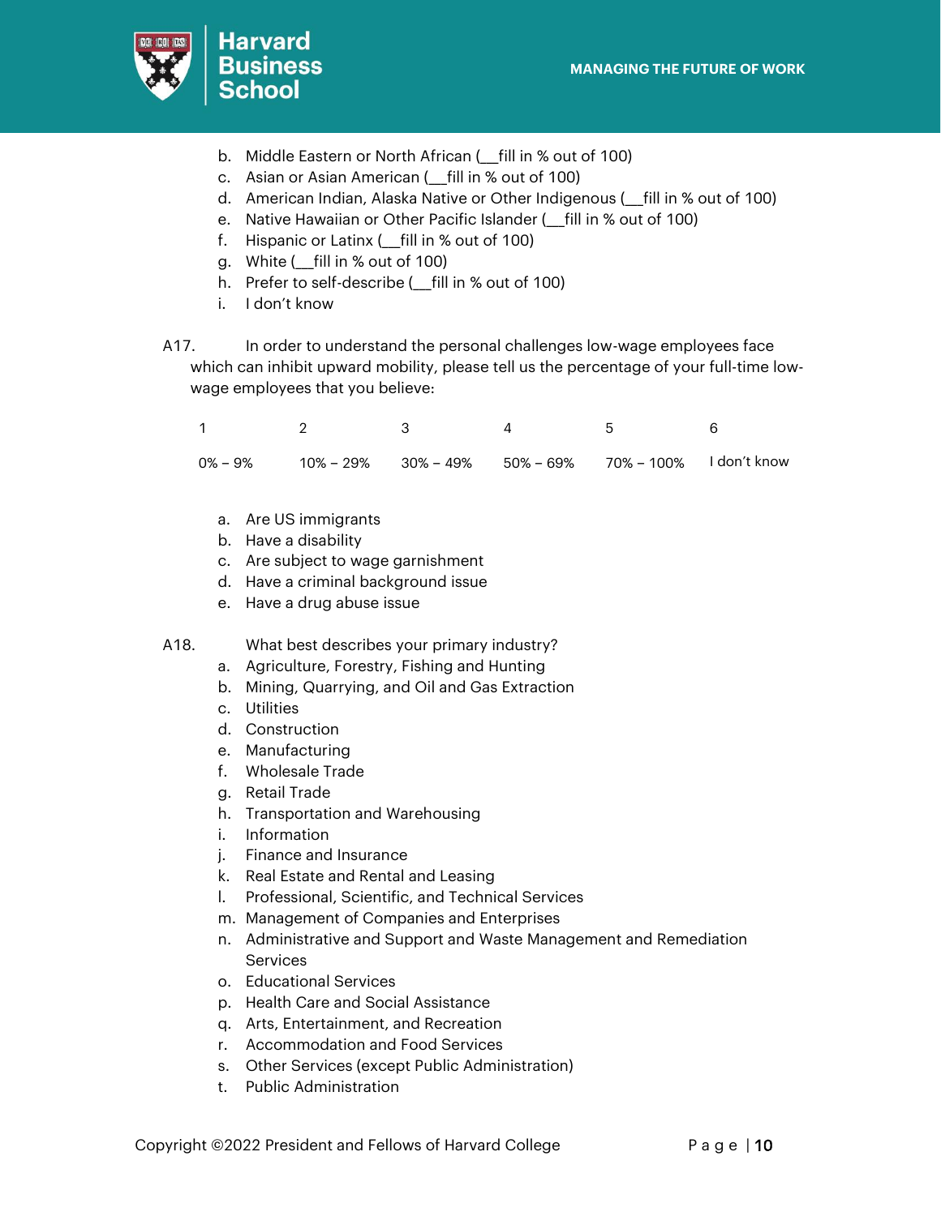b. Middle Eastern or North African (__fill in % out of 100)
c. Asian or Asian American (__fill in % out of 100)
d. American Indian, Alaska Native or Other Indigenous (__fill in % out of 100)
e. Native Hawaiian or Other Pacific Islander (__fill in % out of 100)
f. Hispanic or Latinx (__fill in % out of 100)
g. White (__fill in % out of 100)
h. Prefer to self-describe (__fill in % out of 100)
i. I don't know

A17. In order to understand the personal challenges low-wage employees face which can inhibit upward mobility, please tell us the percentage of your full-time low-wage employees that you believe:

| 1 | 2 | 3 | 4 | 5 | 6 |
|---|---|---|---|---|---|
| 0% – 9% | 10% – 29% | 30% – 49% | 50% – 69% | 70% – 100% | I don't know |

a. Are US immigrants
b. Have a disability
c. Are subject to wage garnishment
d. Have a criminal background issue
e. Have a drug abuse issue

A18. What best describes your primary industry?

a. Agriculture, Forestry, Fishing and Hunting
b. Mining, Quarrying, and Oil and Gas Extraction
c. Utilities
d. Construction
e. Manufacturing
f. Wholesale Trade
g. Retail Trade
h. Transportation and Warehousing
i. Information
j. Finance and Insurance
k. Real Estate and Rental and Leasing
l. Professional, Scientific, and Technical Services
m. Management of Companies and Enterprises
n. Administrative and Support and Waste Management and Remediation Services
o. Educational Services
p. Health Care and Social Assistance
q. Arts, Entertainment, and Recreation
r. Accommodation and Food Services
s. Other Services (except Public Administration)
t. Public Administration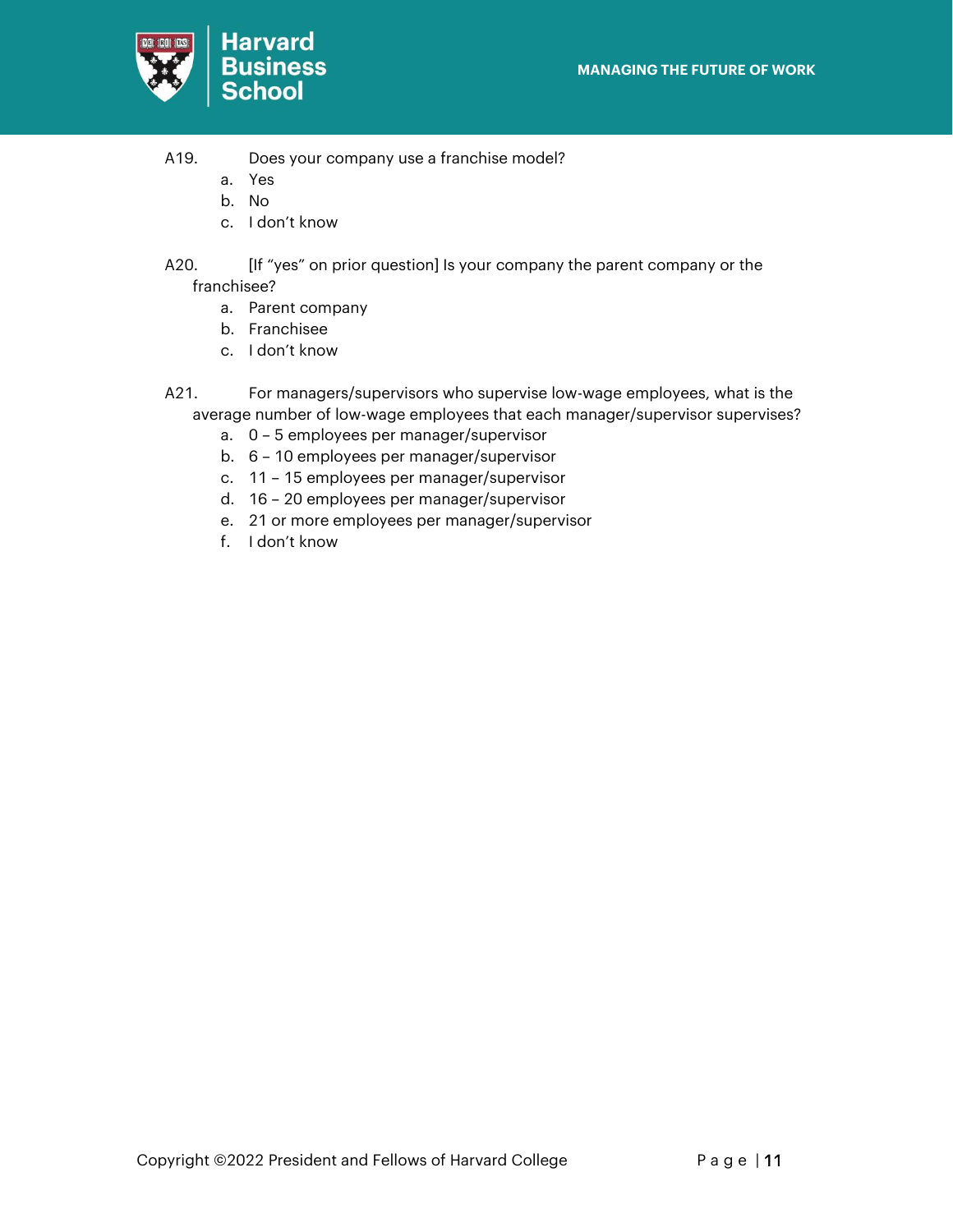A19. Does your company use a franchise model?

a. Yes
b. No
c. I don't know

A20. [If "yes" on prior question] Is your company the parent company or the franchisee?

a. Parent company
b. Franchisee
c. I don't know

A21. For managers/supervisors who supervise low-wage employees, what is the average number of low-wage employees that each manager/supervisor supervises?

a. 0 – 5 employees per manager/supervisor
b. 6 – 10 employees per manager/supervisor
c. 11 – 15 employees per manager/supervisor
d. 16 – 20 employees per manager/supervisor
e. 21 or more employees per manager/supervisor
f. I don't know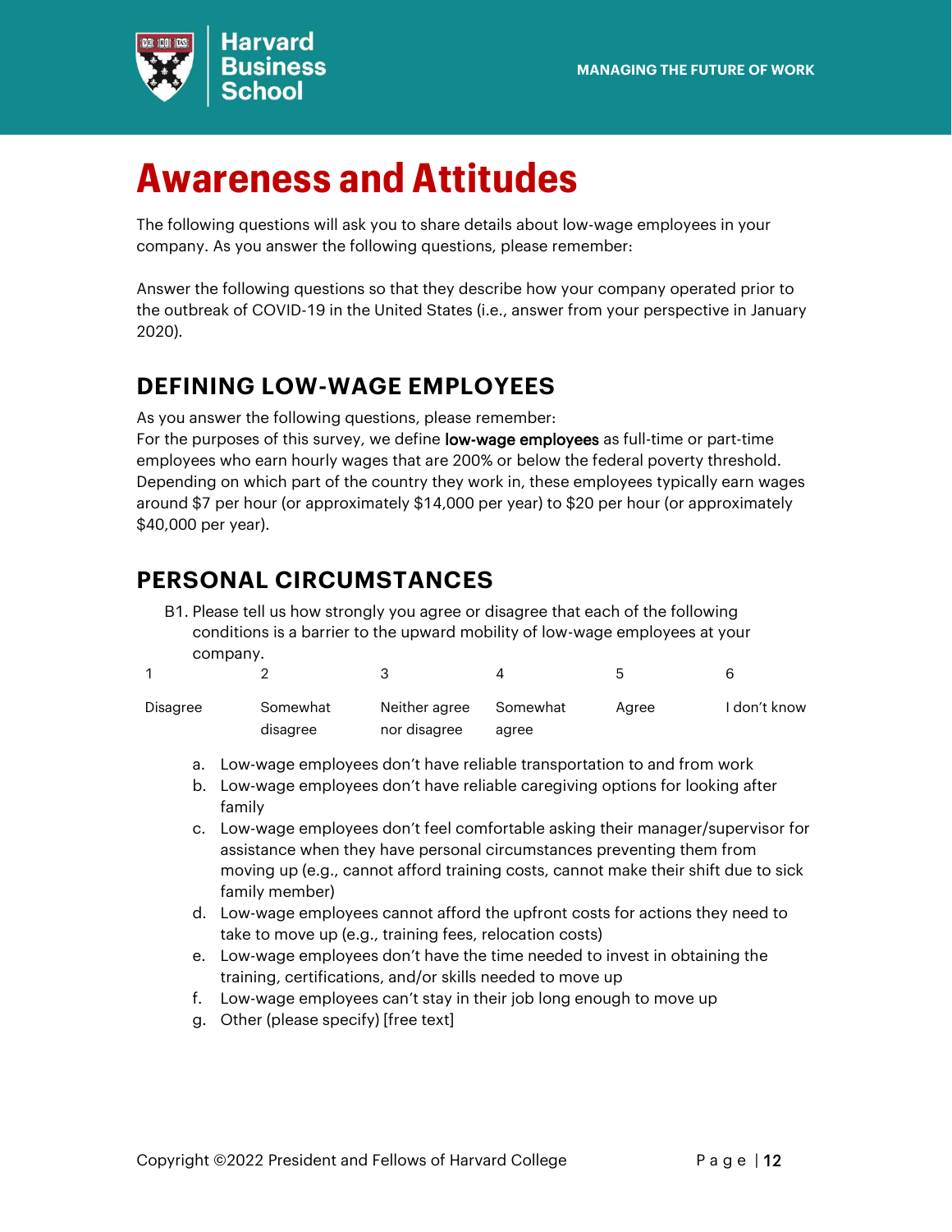# Awareness and Attitudes

The following questions will ask you to share details about low-wage employees in your company. As you answer the following questions, please remember:

Answer the following questions so that they describe how your company operated prior to the outbreak of COVID-19 in the United States (i.e., answer from your perspective in January 2020).

## DEFINING LOW-WAGE EMPLOYEES

As you answer the following questions, please remember:
For the purposes of this survey, we define **low-wage employees** as full-time or part-time employees who earn hourly wages that are 200% or below the federal poverty threshold. Depending on which part of the country they work in, these employees typically earn wages around $7 per hour (or approximately $14,000 per year) to $20 per hour (or approximately $40,000 per year).

## PERSONAL CIRCUMSTANCES

B1. Please tell us how strongly you agree or disagree that each of the following conditions is a barrier to the upward mobility of low-wage employees at your company.

| 1 | 2 | 3 | 4 | 5 | 6 |
|---|---|---|---|---|---|
| Disagree | Somewhat disagree | Neither agree nor disagree | Somewhat agree | Agree | I don't know |

a. Low-wage employees don't have reliable transportation to and from work
b. Low-wage employees don't have reliable caregiving options for looking after family
c. Low-wage employees don't feel comfortable asking their manager/supervisor for assistance when they have personal circumstances preventing them from moving up (e.g., cannot afford training costs, cannot make their shift due to sick family member)
d. Low-wage employees cannot afford the upfront costs for actions they need to take to move up (e.g., training fees, relocation costs)
e. Low-wage employees don't have the time needed to invest in obtaining the training, certifications, and/or skills needed to move up
f. Low-wage employees can't stay in their job long enough to move up
g. Other (please specify) [free text]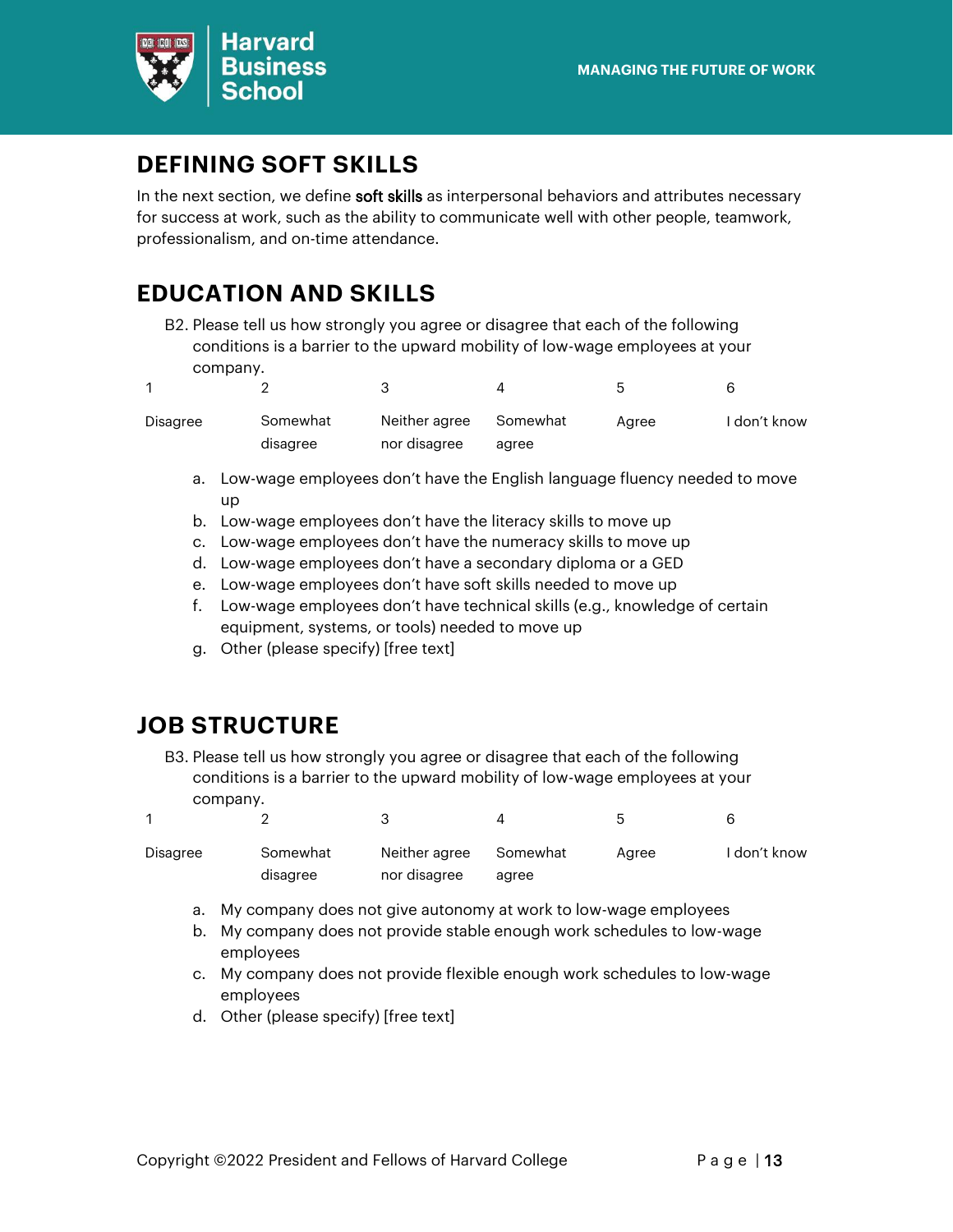## DEFINING SOFT SKILLS

In the next section, we define **soft skills** as interpersonal behaviors and attributes necessary for success at work, such as the ability to communicate well with other people, teamwork, professionalism, and on-time attendance.

## EDUCATION AND SKILLS

B2. Please tell us how strongly you agree or disagree that each of the following conditions is a barrier to the upward mobility of low-wage employees at your company.

| 1 | 2 | 3 | 4 | 5 | 6 |
|---|---|---|---|---|---|
| Disagree | Somewhat disagree | Neither agree nor disagree | Somewhat agree | Agree | I don't know |

a. Low-wage employees don't have the English language fluency needed to move up
b. Low-wage employees don't have the literacy skills to move up
c. Low-wage employees don't have the numeracy skills to move up
d. Low-wage employees don't have a secondary diploma or a GED
e. Low-wage employees don't have soft skills needed to move up
f. Low-wage employees don't have technical skills (e.g., knowledge of certain equipment, systems, or tools) needed to move up
g. Other (please specify) [free text]

## JOB STRUCTURE

B3. Please tell us how strongly you agree or disagree that each of the following conditions is a barrier to the upward mobility of low-wage employees at your company.

| 1 | 2 | 3 | 4 | 5 | 6 |
|---|---|---|---|---|---|
| Disagree | Somewhat disagree | Neither agree nor disagree | Somewhat agree | Agree | I don't know |

a. My company does not give autonomy at work to low-wage employees
b. My company does not provide stable enough work schedules to low-wage employees
c. My company does not provide flexible enough work schedules to low-wage employees
d. Other (please specify) [free text]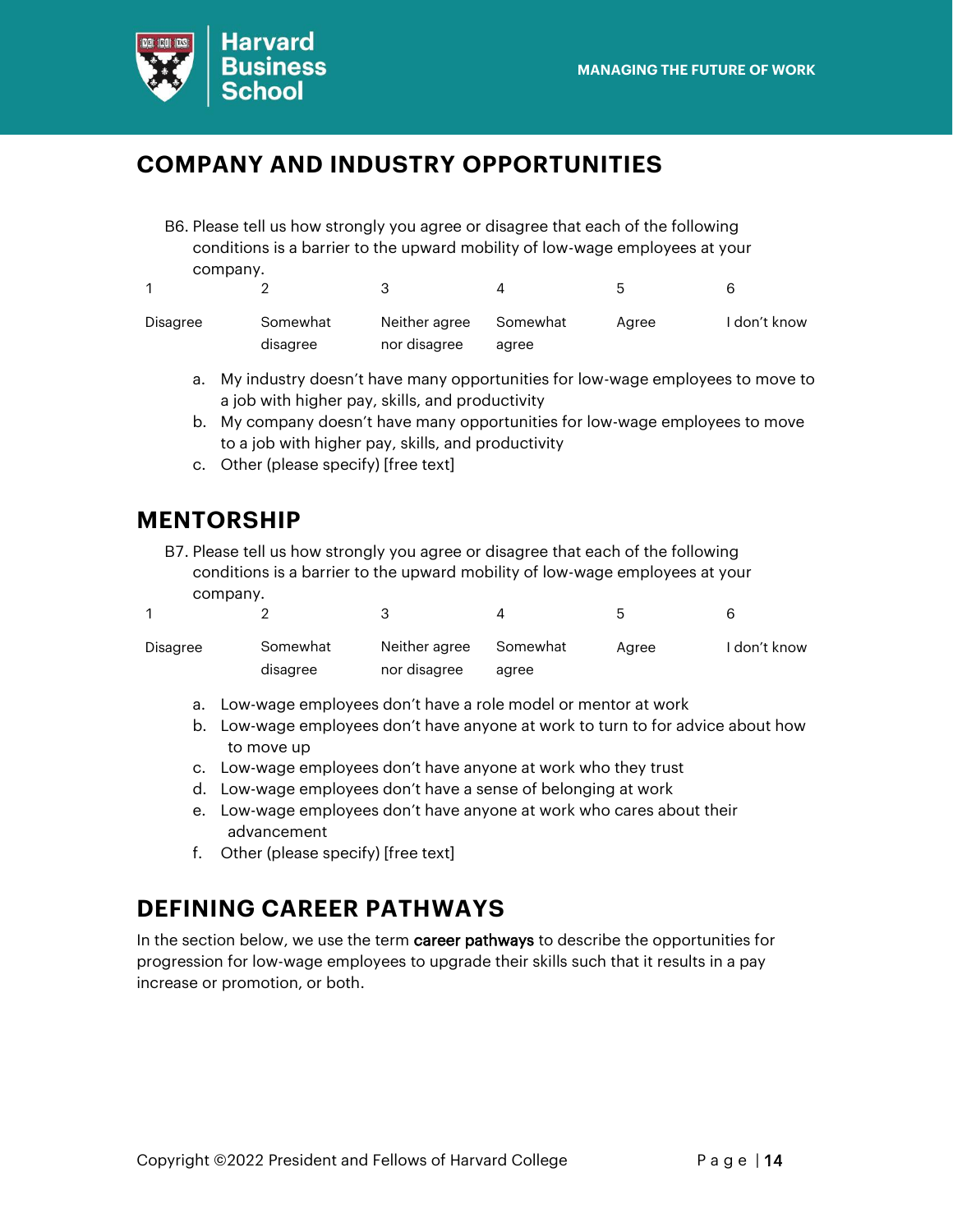## COMPANY AND INDUSTRY OPPORTUNITIES

B6. Please tell us how strongly you agree or disagree that each of the following conditions is a barrier to the upward mobility of low-wage employees at your company.

| 1 | 2 | 3 | 4 | 5 | 6 |
|---|---|---|---|---|---|
| Disagree | Somewhat disagree | Neither agree nor disagree | Somewhat agree | Agree | I don't know |

a. My industry doesn't have many opportunities for low-wage employees to move to a job with higher pay, skills, and productivity
b. My company doesn't have many opportunities for low-wage employees to move to a job with higher pay, skills, and productivity
c. Other (please specify) [free text]

## MENTORSHIP

B7. Please tell us how strongly you agree or disagree that each of the following conditions is a barrier to the upward mobility of low-wage employees at your company.

| 1 | 2 | 3 | 4 | 5 | 6 |
|---|---|---|---|---|---|
| Disagree | Somewhat disagree | Neither agree nor disagree | Somewhat agree | Agree | I don't know |

a. Low-wage employees don't have a role model or mentor at work
b. Low-wage employees don't have anyone at work to turn to for advice about how to move up
c. Low-wage employees don't have anyone at work who they trust
d. Low-wage employees don't have a sense of belonging at work
e. Low-wage employees don't have anyone at work who cares about their advancement
f. Other (please specify) [free text]

## DEFINING CAREER PATHWAYS

In the section below, we use the term **career pathways** to describe the opportunities for progression for low-wage employees to upgrade their skills such that it results in a pay increase or promotion, or both.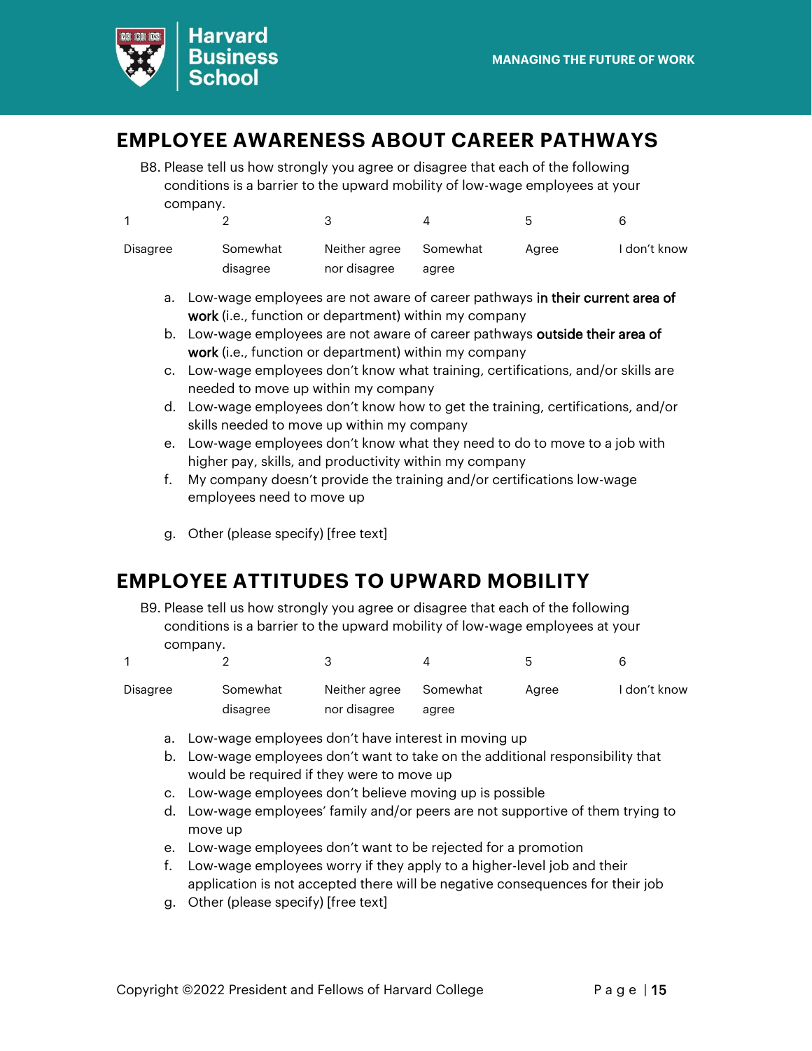## EMPLOYEE AWARENESS ABOUT CAREER PATHWAYS

B8. Please tell us how strongly you agree or disagree that each of the following conditions is a barrier to the upward mobility of low-wage employees at your company.

| 1 | 2 | 3 | 4 | 5 | 6 |
|---|---|---|---|---|---|
| Disagree | Somewhat disagree | Neither agree nor disagree | Somewhat agree | Agree | I don't know |

a. Low-wage employees are not aware of career pathways **in their current area of work** (i.e., function or department) within my company
b. Low-wage employees are not aware of career pathways **outside their area of work** (i.e., function or department) within my company
c. Low-wage employees don't know what training, certifications, and/or skills are needed to move up within my company
d. Low-wage employees don't know how to get the training, certifications, and/or skills needed to move up within my company
e. Low-wage employees don't know what they need to do to move to a job with higher pay, skills, and productivity within my company
f. My company doesn't provide the training and/or certifications low-wage employees need to move up

g. Other (please specify) [free text]

## EMPLOYEE ATTITUDES TO UPWARD MOBILITY

B9. Please tell us how strongly you agree or disagree that each of the following conditions is a barrier to the upward mobility of low-wage employees at your company.

| 1 | 2 | 3 | 4 | 5 | 6 |
|---|---|---|---|---|---|
| Disagree | Somewhat disagree | Neither agree nor disagree | Somewhat agree | Agree | I don't know |

a. Low-wage employees don't have interest in moving up
b. Low-wage employees don't want to take on the additional responsibility that would be required if they were to move up
c. Low-wage employees don't believe moving up is possible
d. Low-wage employees' family and/or peers are not supportive of them trying to move up
e. Low-wage employees don't want to be rejected for a promotion
f. Low-wage employees worry if they apply to a higher-level job and their application is not accepted there will be negative consequences for their job
g. Other (please specify) [free text]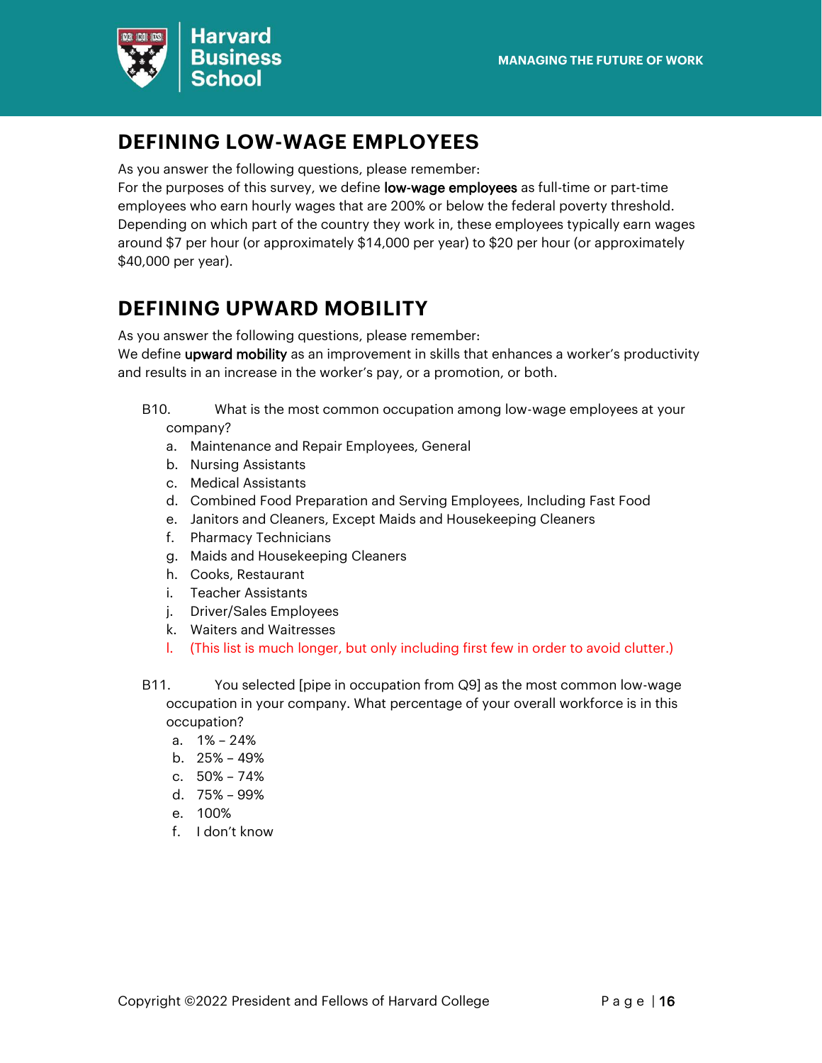## DEFINING LOW-WAGE EMPLOYEES

As you answer the following questions, please remember:
For the purposes of this survey, we define **low-wage employees** as full-time or part-time employees who earn hourly wages that are 200% or below the federal poverty threshold. Depending on which part of the country they work in, these employees typically earn wages around $7 per hour (or approximately $14,000 per year) to $20 per hour (or approximately $40,000 per year).

## DEFINING UPWARD MOBILITY

As you answer the following questions, please remember:
We define **upward mobility** as an improvement in skills that enhances a worker's productivity and results in an increase in the worker's pay, or a promotion, or both.

B10. What is the most common occupation among low-wage employees at your company?

a. Maintenance and Repair Employees, General
b. Nursing Assistants
c. Medical Assistants
d. Combined Food Preparation and Serving Employees, Including Fast Food
e. Janitors and Cleaners, Except Maids and Housekeeping Cleaners
f. Pharmacy Technicians
g. Maids and Housekeeping Cleaners
h. Cooks, Restaurant
i. Teacher Assistants
j. Driver/Sales Employees
k. Waiters and Waitresses
l. (This list is much longer, but only including first few in order to avoid clutter.)

B11. You selected [pipe in occupation from Q9] as the most common low-wage occupation in your company. What percentage of your overall workforce is in this occupation?

a. 1% – 24%
b. 25% – 49%
c. 50% – 74%
d. 75% – 99%
e. 100%
f. I don't know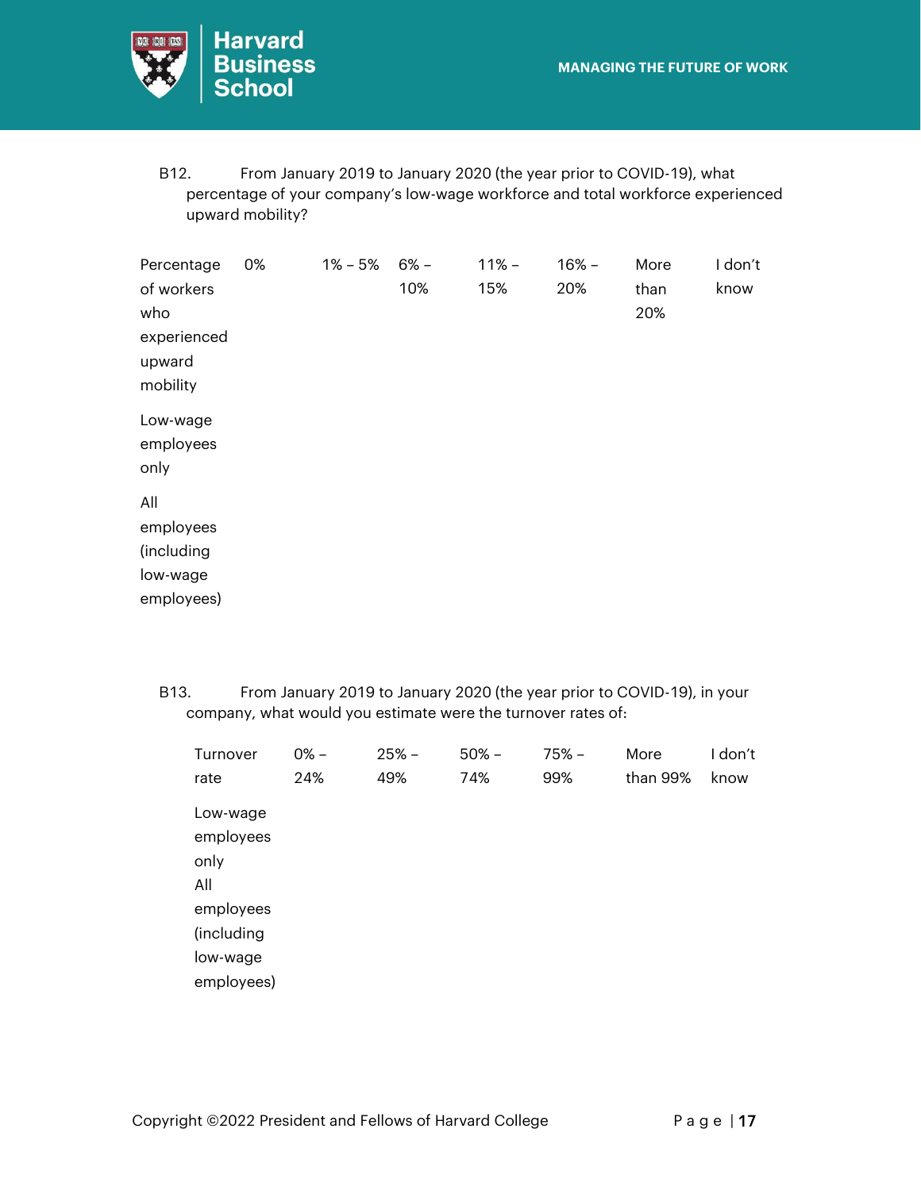B12. From January 2019 to January 2020 (the year prior to COVID-19), what percentage of your company's low-wage workforce and total workforce experienced upward mobility?

| Percentage of workers who experienced upward mobility | 0% | 1% – 5% | 6% – 10% | 11% – 15% | 16% – 20% | More than 20% | I don't know |
|---|---|---|---|---|---|---|---|
| Low-wage employees only | | | | | | | |
| All employees (including low-wage employees) | | | | | | | |

B13. From January 2019 to January 2020 (the year prior to COVID-19), in your company, what would you estimate were the turnover rates of:

| Turnover rate | 0% – 24% | 25% – 49% | 50% – 74% | 75% – 99% | More than 99% | I don't know |
|---|---|---|---|---|---|---|
| Low-wage employees only | | | | | | |
| All employees (including low-wage employees) | | | | | | |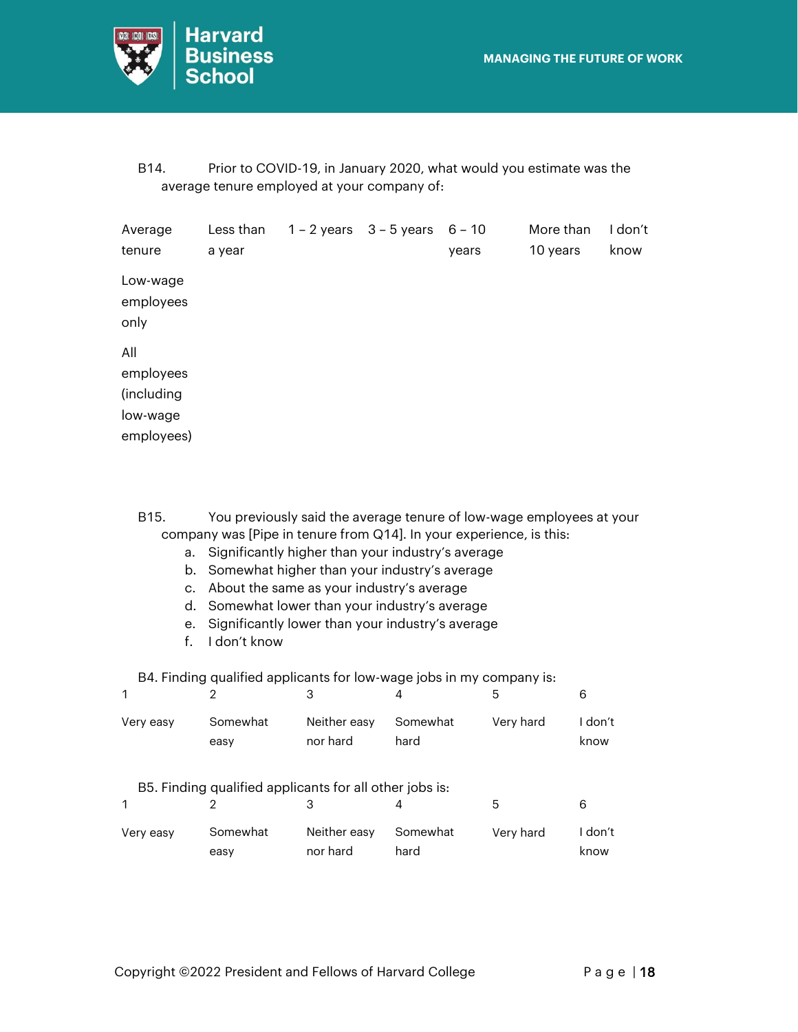B14. Prior to COVID-19, in January 2020, what would you estimate was the average tenure employed at your company of:

| Average tenure | Less than a year | 1 – 2 years | 3 – 5 years | 6 – 10 years | More than 10 years | I don't know |
|---|---|---|---|---|---|---|
| Low-wage employees only | | | | | | |
| All employees (including low-wage employees) | | | | | | |

B15. You previously said the average tenure of low-wage employees at your company was [Pipe in tenure from Q14]. In your experience, is this:

a. Significantly higher than your industry's average
b. Somewhat higher than your industry's average
c. About the same as your industry's average
d. Somewhat lower than your industry's average
e. Significantly lower than your industry's average
f. I don't know

B4. Finding qualified applicants for low-wage jobs in my company is:

| 1 | 2 | 3 | 4 | 5 | 6 |
|---|---|---|---|---|---|
| Very easy | Somewhat easy | Neither easy nor hard | Somewhat hard | Very hard | I don't know |

B5. Finding qualified applicants for all other jobs is:

| 1 | 2 | 3 | 4 | 5 | 6 |
|---|---|---|---|---|---|
| Very easy | Somewhat easy | Neither easy nor hard | Somewhat hard | Very hard | I don't know |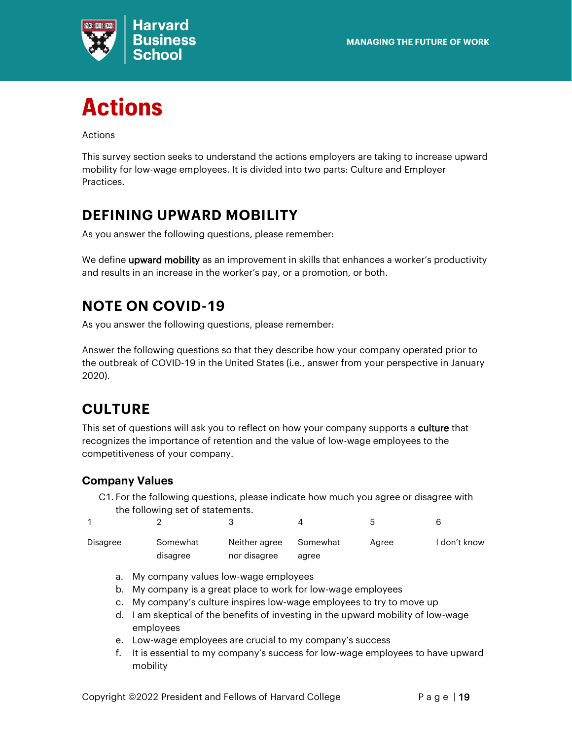# Actions

Actions

This survey section seeks to understand the actions employers are taking to increase upward mobility for low-wage employees. It is divided into two parts: Culture and Employer Practices.

## DEFINING UPWARD MOBILITY

As you answer the following questions, please remember:

We define **upward mobility** as an improvement in skills that enhances a worker's productivity and results in an increase in the worker's pay, or a promotion, or both.

## NOTE ON COVID-19

As you answer the following questions, please remember:

Answer the following questions so that they describe how your company operated prior to the outbreak of COVID-19 in the United States (i.e., answer from your perspective in January 2020).

## CULTURE

This set of questions will ask you to reflect on how your company supports a **culture** that recognizes the importance of retention and the value of low-wage employees to the competitiveness of your company.

### Company Values

C1. For the following questions, please indicate how much you agree or disagree with the following set of statements.

| 1 | 2 | 3 | 4 | 5 | 6 |
|---|---|---|---|---|---|
| Disagree | Somewhat disagree | Neither agree nor disagree | Somewhat agree | Agree | I don't know |

a. My company values low-wage employees
b. My company is a great place to work for low-wage employees
c. My company's culture inspires low-wage employees to try to move up
d. I am skeptical of the benefits of investing in the upward mobility of low-wage employees
e. Low-wage employees are crucial to my company's success
f. It is essential to my company's success for low-wage employees to have upward mobility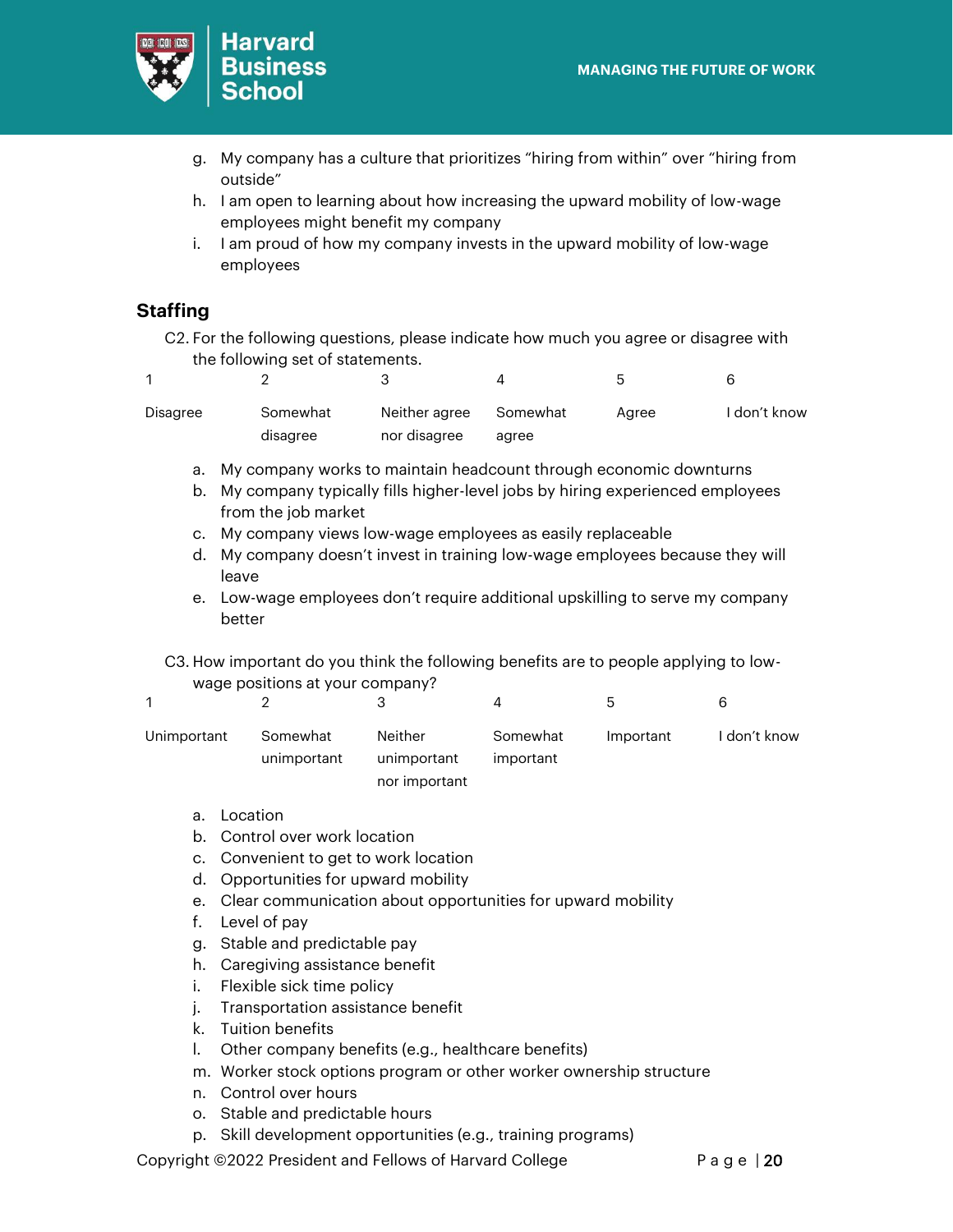g. My company has a culture that prioritizes “hiring from within” over “hiring from outside”
h. I am open to learning about how increasing the upward mobility of low-wage employees might benefit my company
i. I am proud of how my company invests in the upward mobility of low-wage employees

## Staffing

C2. For the following questions, please indicate how much you agree or disagree with the following set of statements.

| 1 | 2 | 3 | 4 | 5 | 6 |
|---|---|---|---|---|---|
| Disagree | Somewhat disagree | Neither agree nor disagree | Somewhat agree | Agree | I don’t know |

a. My company works to maintain headcount through economic downturns
b. My company typically fills higher-level jobs by hiring experienced employees from the job market
c. My company views low-wage employees as easily replaceable
d. My company doesn’t invest in training low-wage employees because they will leave
e. Low-wage employees don’t require additional upskilling to serve my company better

C3. How important do you think the following benefits are to people applying to low-wage positions at your company?

| 1 | 2 | 3 | 4 | 5 | 6 |
|---|---|---|---|---|---|
| Unimportant | Somewhat unimportant | Neither unimportant nor important | Somewhat important | Important | I don’t know |

a. Location
b. Control over work location
c. Convenient to get to work location
d. Opportunities for upward mobility
e. Clear communication about opportunities for upward mobility
f. Level of pay
g. Stable and predictable pay
h. Caregiving assistance benefit
i. Flexible sick time policy
j. Transportation assistance benefit
k. Tuition benefits
l. Other company benefits (e.g., healthcare benefits)
m. Worker stock options program or other worker ownership structure
n. Control over hours
o. Stable and predictable hours
p. Skill development opportunities (e.g., training programs)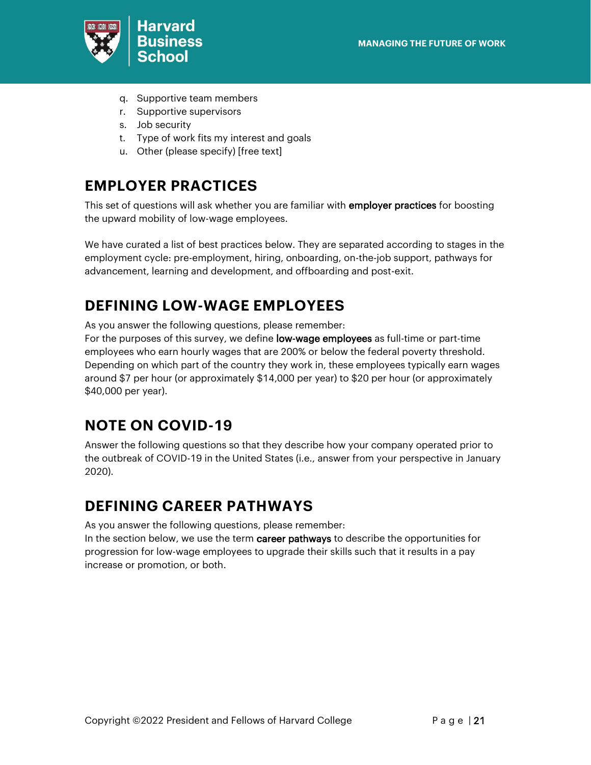q. Supportive team members
r. Supportive supervisors
s. Job security
t. Type of work fits my interest and goals
u. Other (please specify) [free text]

## EMPLOYER PRACTICES

This set of questions will ask whether you are familiar with **employer practices** for boosting the upward mobility of low-wage employees.

We have curated a list of best practices below. They are separated according to stages in the employment cycle: pre-employment, hiring, onboarding, on-the-job support, pathways for advancement, learning and development, and offboarding and post-exit.

## DEFINING LOW-WAGE EMPLOYEES

As you answer the following questions, please remember:
For the purposes of this survey, we define **low-wage employees** as full-time or part-time employees who earn hourly wages that are 200% or below the federal poverty threshold. Depending on which part of the country they work in, these employees typically earn wages around $7 per hour (or approximately $14,000 per year) to $20 per hour (or approximately $40,000 per year).

## NOTE ON COVID-19

Answer the following questions so that they describe how your company operated prior to the outbreak of COVID-19 in the United States (i.e., answer from your perspective in January 2020).

## DEFINING CAREER PATHWAYS

As you answer the following questions, please remember:
In the section below, we use the term **career pathways** to describe the opportunities for progression for low-wage employees to upgrade their skills such that it results in a pay increase or promotion, or both.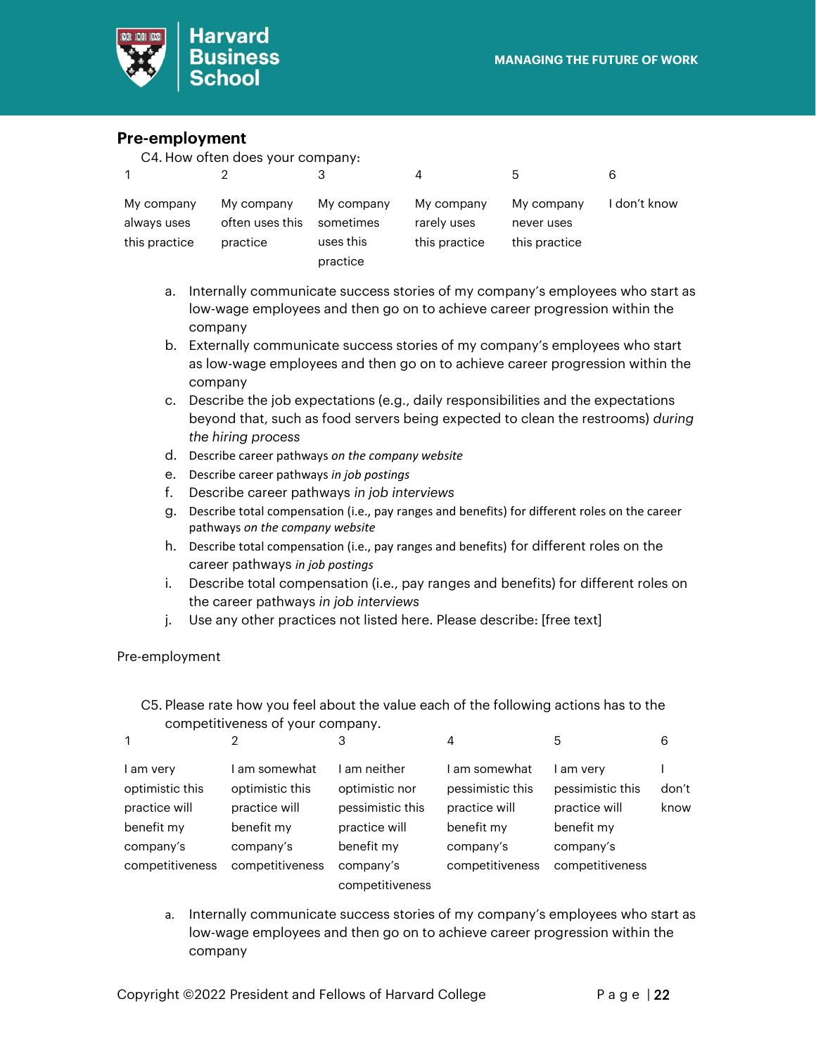## Pre-employment

C4. How often does your company:

| 1 | 2 | 3 | 4 | 5 | 6 |
|---|---|---|---|---|---|
| My company always uses this practice | My company often uses this practice | My company sometimes uses this practice | My company rarely uses this practice | My company never uses this practice | I don't know |

a. Internally communicate success stories of my company's employees who start as low-wage employees and then go on to achieve career progression within the company
b. Externally communicate success stories of my company's employees who start as low-wage employees and then go on to achieve career progression within the company
c. Describe the job expectations (e.g., daily responsibilities and the expectations beyond that, such as food servers being expected to clean the restrooms) *during the hiring process*
d. Describe career pathways *on the company website*
e. Describe career pathways *in job postings*
f. Describe career pathways *in job interviews*
g. Describe total compensation (i.e., pay ranges and benefits) for different roles on the career pathways *on the company website*
h. Describe total compensation (i.e., pay ranges and benefits) for different roles on the career pathways *in job postings*
i. Describe total compensation (i.e., pay ranges and benefits) for different roles on the career pathways *in job interviews*
j. Use any other practices not listed here. Please describe: [free text]

Pre-employment

C5. Please rate how you feel about the value each of the following actions has to the competitiveness of your company.

| 1 | 2 | 3 | 4 | 5 | 6 |
|---|---|---|---|---|---|
| I am very optimistic this practice will benefit my company's competitiveness | I am somewhat optimistic this practice will benefit my company's competitiveness | I am neither optimistic nor pessimistic this practice will benefit my company's competitiveness | I am somewhat pessimistic this practice will benefit my company's competitiveness | I am very pessimistic this practice will benefit my company's competitiveness | I don't know |

a. Internally communicate success stories of my company's employees who start as low-wage employees and then go on to achieve career progression within the company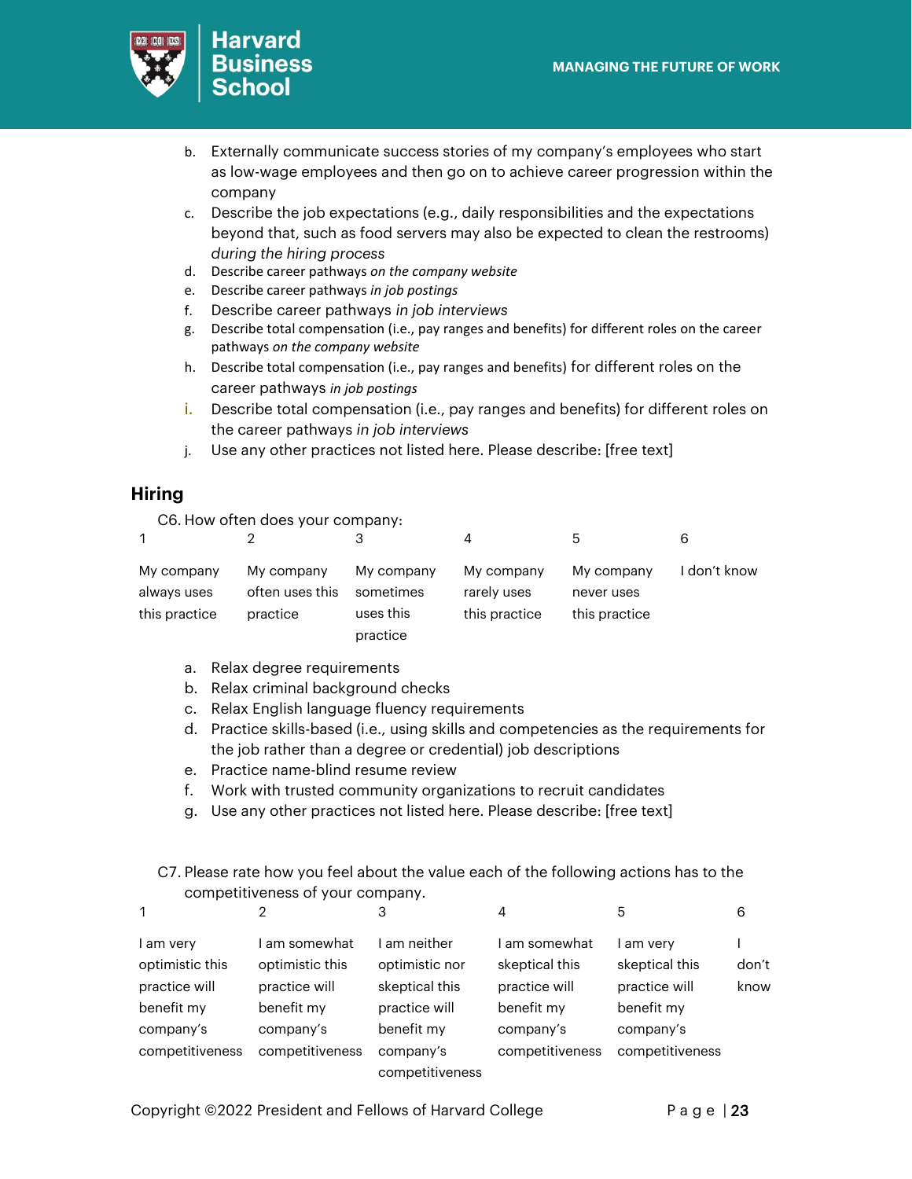b. Externally communicate success stories of my company's employees who start as low-wage employees and then go on to achieve career progression within the company
c. Describe the job expectations (e.g., daily responsibilities and the expectations beyond that, such as food servers may also be expected to clean the restrooms) *during the hiring process*
d. Describe career pathways *on the company website*
e. Describe career pathways *in job postings*
f. Describe career pathways *in job interviews*
g. Describe total compensation (i.e., pay ranges and benefits) for different roles on the career pathways *on the company website*
h. Describe total compensation (i.e., pay ranges and benefits) for different roles on the career pathways *in job postings*
i. Describe total compensation (i.e., pay ranges and benefits) for different roles on the career pathways *in job interviews*
j. Use any other practices not listed here. Please describe: [free text]

## Hiring

C6. How often does your company:

| 1 | 2 | 3 | 4 | 5 | 6 |
|---|---|---|---|---|---|
| My company always uses this practice | My company often uses this practice | My company sometimes uses this practice | My company rarely uses this practice | My company never uses this practice | I don't know |

a. Relax degree requirements
b. Relax criminal background checks
c. Relax English language fluency requirements
d. Practice skills-based (i.e., using skills and competencies as the requirements for the job rather than a degree or credential) job descriptions
e. Practice name-blind resume review
f. Work with trusted community organizations to recruit candidates
g. Use any other practices not listed here. Please describe: [free text]

C7. Please rate how you feel about the value each of the following actions has to the competitiveness of your company.

| 1 | 2 | 3 | 4 | 5 | 6 |
|---|---|---|---|---|---|
| I am very optimistic this practice will benefit my company's competitiveness | I am somewhat optimistic this practice will benefit my company's competitiveness | I am neither optimistic nor skeptical this practice will benefit my company's competitiveness | I am somewhat skeptical this practice will benefit my company's competitiveness | I am very skeptical this practice will benefit my company's competitiveness | I don't know |

Copyright ©2022 President and Fellows of Harvard College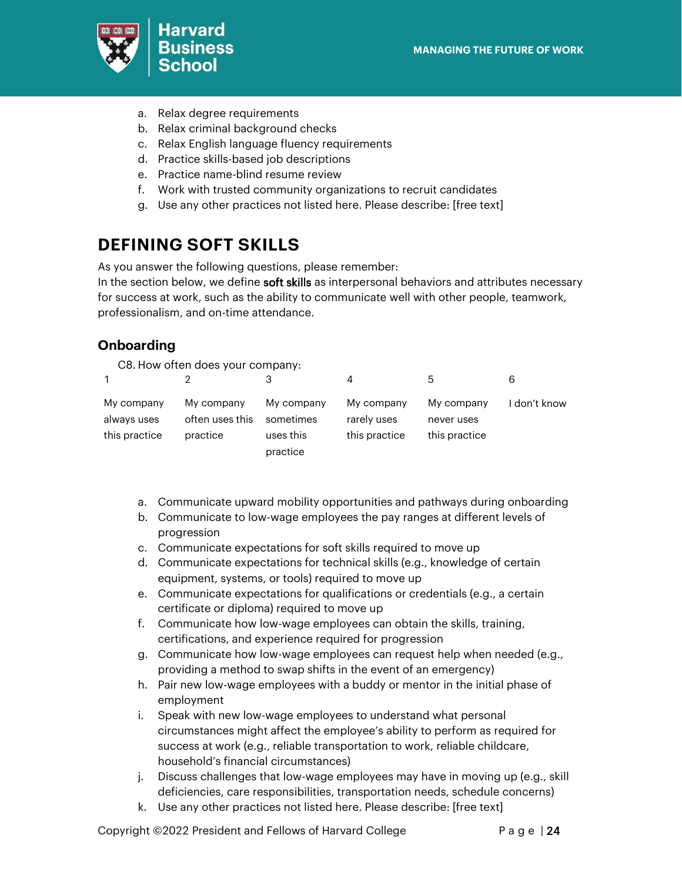a. Relax degree requirements
b. Relax criminal background checks
c. Relax English language fluency requirements
d. Practice skills-based job descriptions
e. Practice name-blind resume review
f. Work with trusted community organizations to recruit candidates
g. Use any other practices not listed here. Please describe: [free text]

## DEFINING SOFT SKILLS

As you answer the following questions, please remember:
In the section below, we define **soft skills** as interpersonal behaviors and attributes necessary for success at work, such as the ability to communicate well with other people, teamwork, professionalism, and on-time attendance.

### Onboarding

C8. How often does your company:

| 1 | 2 | 3 | 4 | 5 | 6 |
|---|---|---|---|---|---|
| My company always uses this practice | My company often uses this practice | My company sometimes uses this practice | My company rarely uses this practice | My company never uses this practice | I don't know |

a. Communicate upward mobility opportunities and pathways during onboarding
b. Communicate to low-wage employees the pay ranges at different levels of progression
c. Communicate expectations for soft skills required to move up
d. Communicate expectations for technical skills (e.g., knowledge of certain equipment, systems, or tools) required to move up
e. Communicate expectations for qualifications or credentials (e.g., a certain certificate or diploma) required to move up
f. Communicate how low-wage employees can obtain the skills, training, certifications, and experience required for progression
g. Communicate how low-wage employees can request help when needed (e.g., providing a method to swap shifts in the event of an emergency)
h. Pair new low-wage employees with a buddy or mentor in the initial phase of employment
i. Speak with new low-wage employees to understand what personal circumstances might affect the employee's ability to perform as required for success at work (e.g., reliable transportation to work, reliable childcare, household's financial circumstances)
j. Discuss challenges that low-wage employees may have in moving up (e.g., skill deficiencies, care responsibilities, transportation needs, schedule concerns)
k. Use any other practices not listed here. Please describe: [free text]

Copyright ©2022 President and Fellows of Harvard College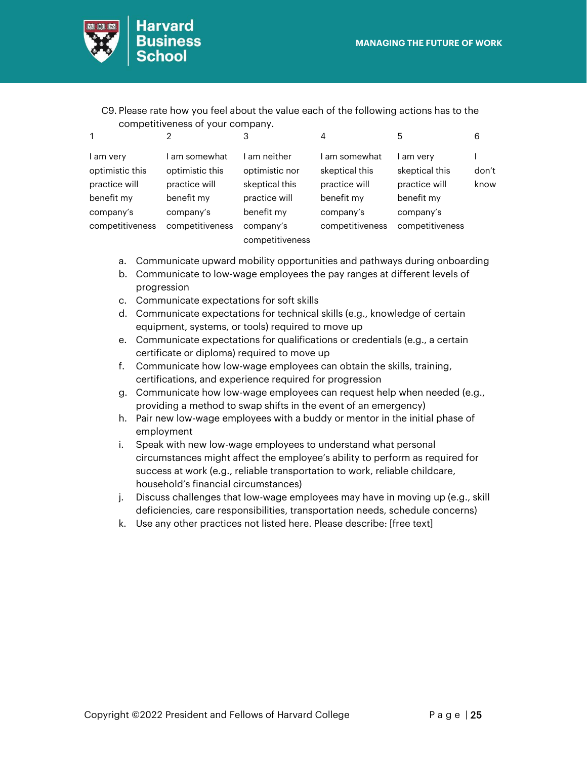C9. Please rate how you feel about the value each of the following actions has to the competitiveness of your company.

| 1 | 2 | 3 | 4 | 5 | 6 |
|---|---|---|---|---|---|
| I am very optimistic this practice will benefit my company's competitiveness | I am somewhat optimistic this practice will benefit my company's competitiveness | I am neither optimistic nor skeptical this practice will benefit my company's competitiveness | I am somewhat skeptical this practice will benefit my company's competitiveness | I am very skeptical this practice will benefit my company's competitiveness | I don't know |

a. Communicate upward mobility opportunities and pathways during onboarding
b. Communicate to low-wage employees the pay ranges at different levels of progression
c. Communicate expectations for soft skills
d. Communicate expectations for technical skills (e.g., knowledge of certain equipment, systems, or tools) required to move up
e. Communicate expectations for qualifications or credentials (e.g., a certain certificate or diploma) required to move up
f. Communicate how low-wage employees can obtain the skills, training, certifications, and experience required for progression
g. Communicate how low-wage employees can request help when needed (e.g., providing a method to swap shifts in the event of an emergency)
h. Pair new low-wage employees with a buddy or mentor in the initial phase of employment
i. Speak with new low-wage employees to understand what personal circumstances might affect the employee's ability to perform as required for success at work (e.g., reliable transportation to work, reliable childcare, household's financial circumstances)
j. Discuss challenges that low-wage employees may have in moving up (e.g., skill deficiencies, care responsibilities, transportation needs, schedule concerns)
k. Use any other practices not listed here. Please describe: [free text]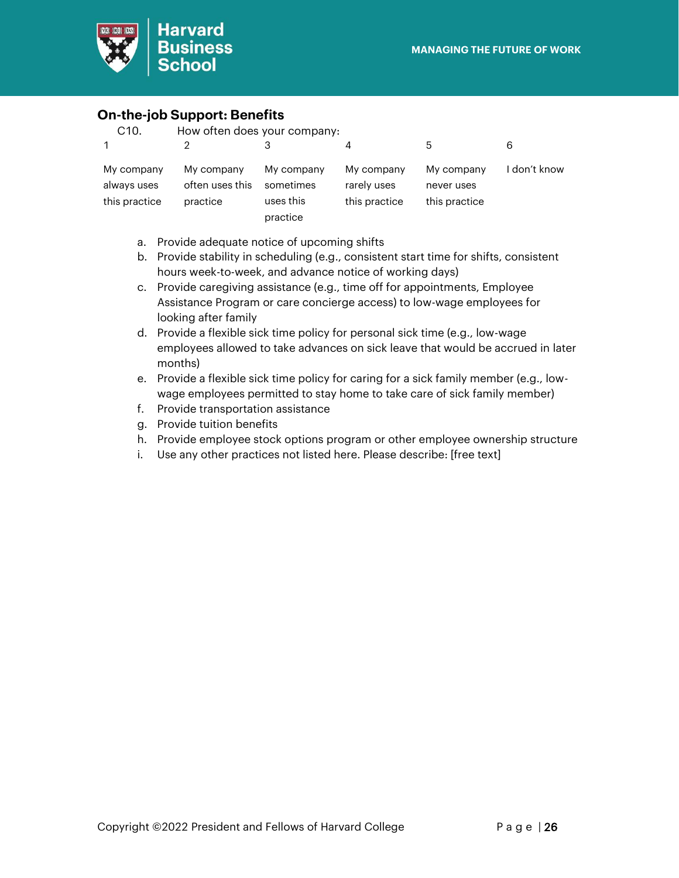## On-the-job Support: Benefits

C10. How often does your company:

| 1 | 2 | 3 | 4 | 5 | 6 |
|---|---|---|---|---|---|
| My company always uses this practice | My company often uses this practice | My company sometimes uses this practice | My company rarely uses this practice | My company never uses this practice | I don't know |

a. Provide adequate notice of upcoming shifts
b. Provide stability in scheduling (e.g., consistent start time for shifts, consistent hours week-to-week, and advance notice of working days)
c. Provide caregiving assistance (e.g., time off for appointments, Employee Assistance Program or care concierge access) to low-wage employees for looking after family
d. Provide a flexible sick time policy for personal sick time (e.g., low-wage employees allowed to take advances on sick leave that would be accrued in later months)
e. Provide a flexible sick time policy for caring for a sick family member (e.g., low-wage employees permitted to stay home to take care of sick family member)
f. Provide transportation assistance
g. Provide tuition benefits
h. Provide employee stock options program or other employee ownership structure
i. Use any other practices not listed here. Please describe: [free text]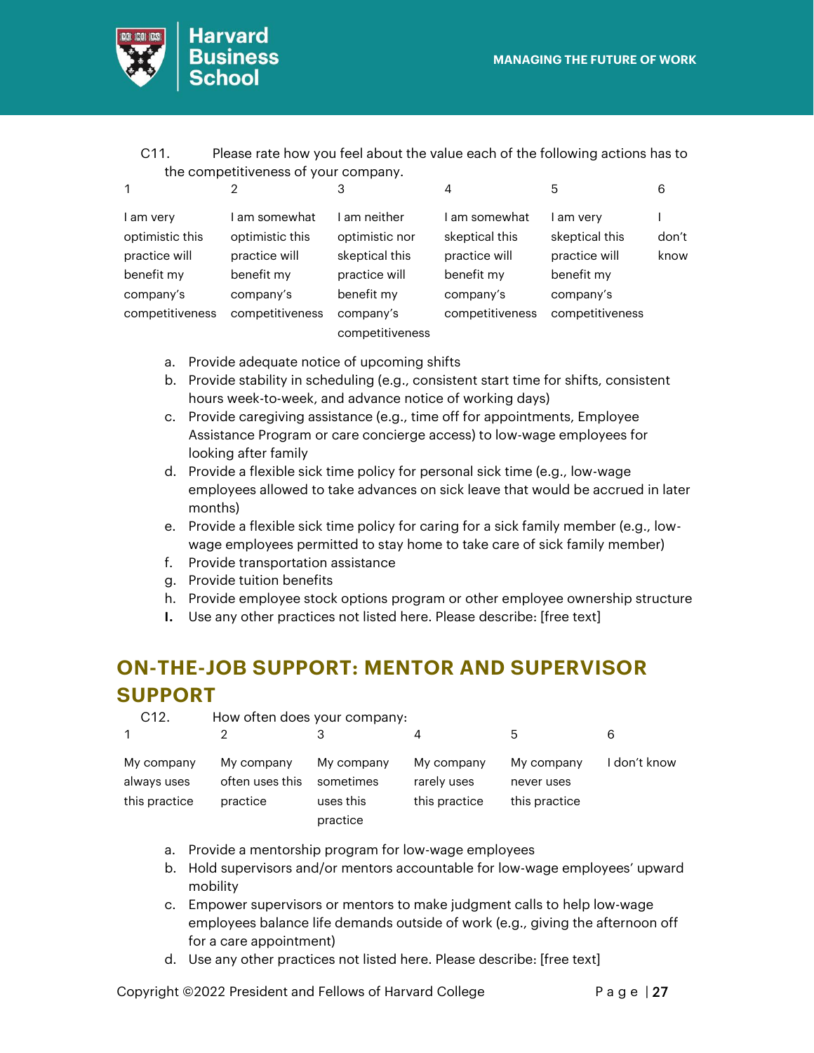C11. Please rate how you feel about the value each of the following actions has to the competitiveness of your company.

| 1 | 2 | 3 | 4 | 5 | 6 |
|---|---|---|---|---|---|
| I am very optimistic this practice will benefit my company's competitiveness | I am somewhat optimistic this practice will benefit my company's competitiveness | I am neither optimistic nor skeptical this practice will benefit my company's competitiveness | I am somewhat skeptical this practice will benefit my company's competitiveness | I am very skeptical this practice will benefit my company's competitiveness | I don't know |

a. Provide adequate notice of upcoming shifts
b. Provide stability in scheduling (e.g., consistent start time for shifts, consistent hours week-to-week, and advance notice of working days)
c. Provide caregiving assistance (e.g., time off for appointments, Employee Assistance Program or care concierge access) to low-wage employees for looking after family
d. Provide a flexible sick time policy for personal sick time (e.g., low-wage employees allowed to take advances on sick leave that would be accrued in later months)
e. Provide a flexible sick time policy for caring for a sick family member (e.g., low-wage employees permitted to stay home to take care of sick family member)
f. Provide transportation assistance
g. Provide tuition benefits
h. Provide employee stock options program or other employee ownership structure
I. Use any other practices not listed here. Please describe: [free text]

## ON-THE-JOB SUPPORT: MENTOR AND SUPERVISOR SUPPORT

C12. How often does your company:

| 1 | 2 | 3 | 4 | 5 | 6 |
|---|---|---|---|---|---|
| My company always uses this practice | My company often uses this practice | My company sometimes uses this practice | My company rarely uses this practice | My company never uses this practice | I don't know |

a. Provide a mentorship program for low-wage employees
b. Hold supervisors and/or mentors accountable for low-wage employees' upward mobility
c. Empower supervisors or mentors to make judgment calls to help low-wage employees balance life demands outside of work (e.g., giving the afternoon off for a care appointment)
d. Use any other practices not listed here. Please describe: [free text]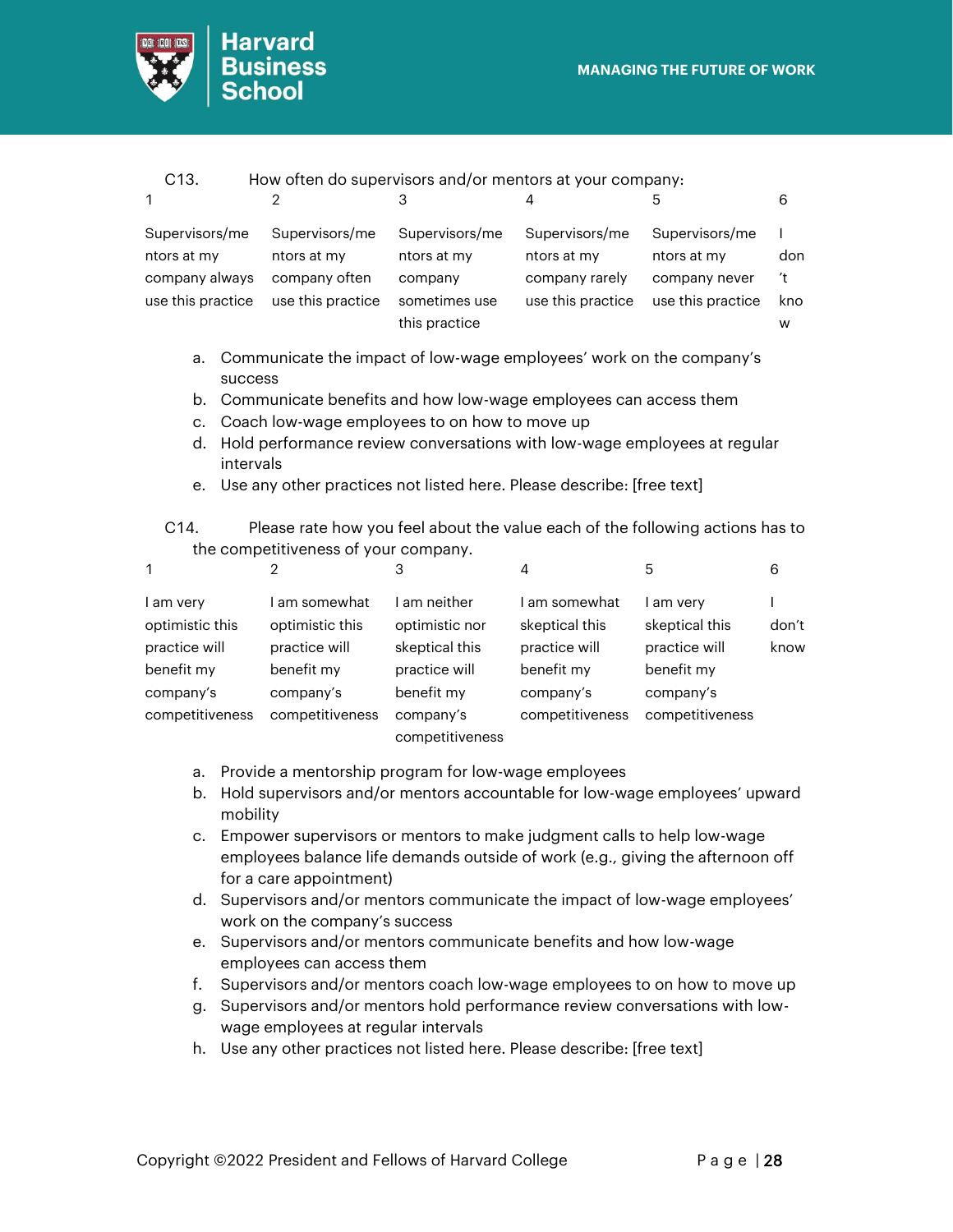C13. How often do supervisors and/or mentors at your company:

| 1 | 2 | 3 | 4 | 5 | 6 |
|---|---|---|---|---|---|
| Supervisors/mentors at my company always use this practice | Supervisors/mentors at my company often use this practice | Supervisors/mentors at my company sometimes use this practice | Supervisors/mentors at my company rarely use this practice | Supervisors/mentors at my company never use this practice | I don't know |

a. Communicate the impact of low-wage employees' work on the company's success
b. Communicate benefits and how low-wage employees can access them
c. Coach low-wage employees to on how to move up
d. Hold performance review conversations with low-wage employees at regular intervals
e. Use any other practices not listed here. Please describe: [free text]

C14. Please rate how you feel about the value each of the following actions has to the competitiveness of your company.

| 1 | 2 | 3 | 4 | 5 | 6 |
|---|---|---|---|---|---|
| I am very optimistic this practice will benefit my company's competitiveness | I am somewhat optimistic this practice will benefit my company's competitiveness | I am neither optimistic nor skeptical this practice will benefit my company's competitiveness | I am somewhat skeptical this practice will benefit my company's competitiveness | I am very skeptical this practice will benefit my company's competitiveness | I don't know |

a. Provide a mentorship program for low-wage employees
b. Hold supervisors and/or mentors accountable for low-wage employees' upward mobility
c. Empower supervisors or mentors to make judgment calls to help low-wage employees balance life demands outside of work (e.g., giving the afternoon off for a care appointment)
d. Supervisors and/or mentors communicate the impact of low-wage employees' work on the company's success
e. Supervisors and/or mentors communicate benefits and how low-wage employees can access them
f. Supervisors and/or mentors coach low-wage employees to on how to move up
g. Supervisors and/or mentors hold performance review conversations with low-wage employees at regular intervals
h. Use any other practices not listed here. Please describe: [free text]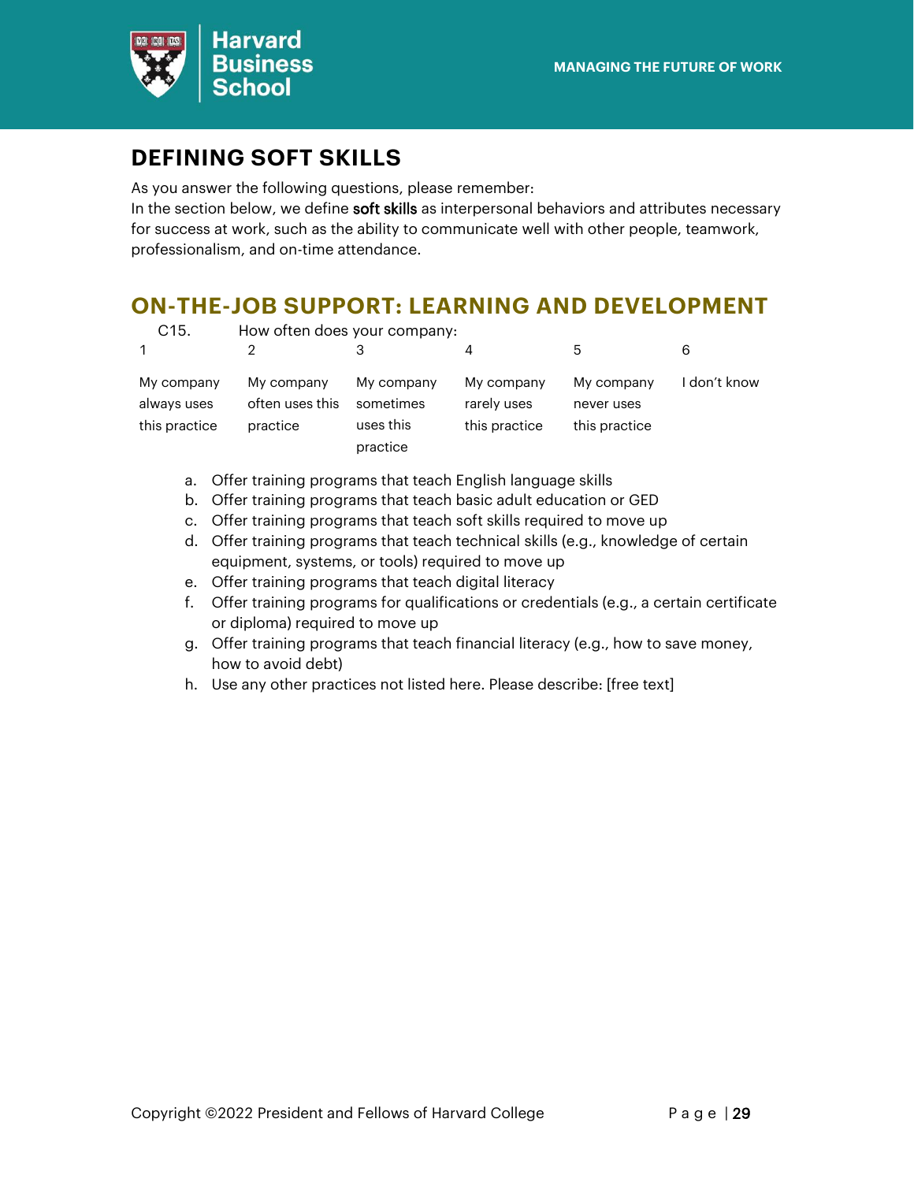## DEFINING SOFT SKILLS

As you answer the following questions, please remember:
In the section below, we define **soft skills** as interpersonal behaviors and attributes necessary for success at work, such as the ability to communicate well with other people, teamwork, professionalism, and on-time attendance.

## ON-THE-JOB SUPPORT: LEARNING AND DEVELOPMENT

C15. How often does your company:

| 1 | 2 | 3 | 4 | 5 | 6 |
|---|---|---|---|---|---|
| My company always uses this practice | My company often uses this practice | My company sometimes uses this practice | My company rarely uses this practice | My company never uses this practice | I don't know |

a. Offer training programs that teach English language skills
b. Offer training programs that teach basic adult education or GED
c. Offer training programs that teach soft skills required to move up
d. Offer training programs that teach technical skills (e.g., knowledge of certain equipment, systems, or tools) required to move up
e. Offer training programs that teach digital literacy
f. Offer training programs for qualifications or credentials (e.g., a certain certificate or diploma) required to move up
g. Offer training programs that teach financial literacy (e.g., how to save money, how to avoid debt)
h. Use any other practices not listed here. Please describe: [free text]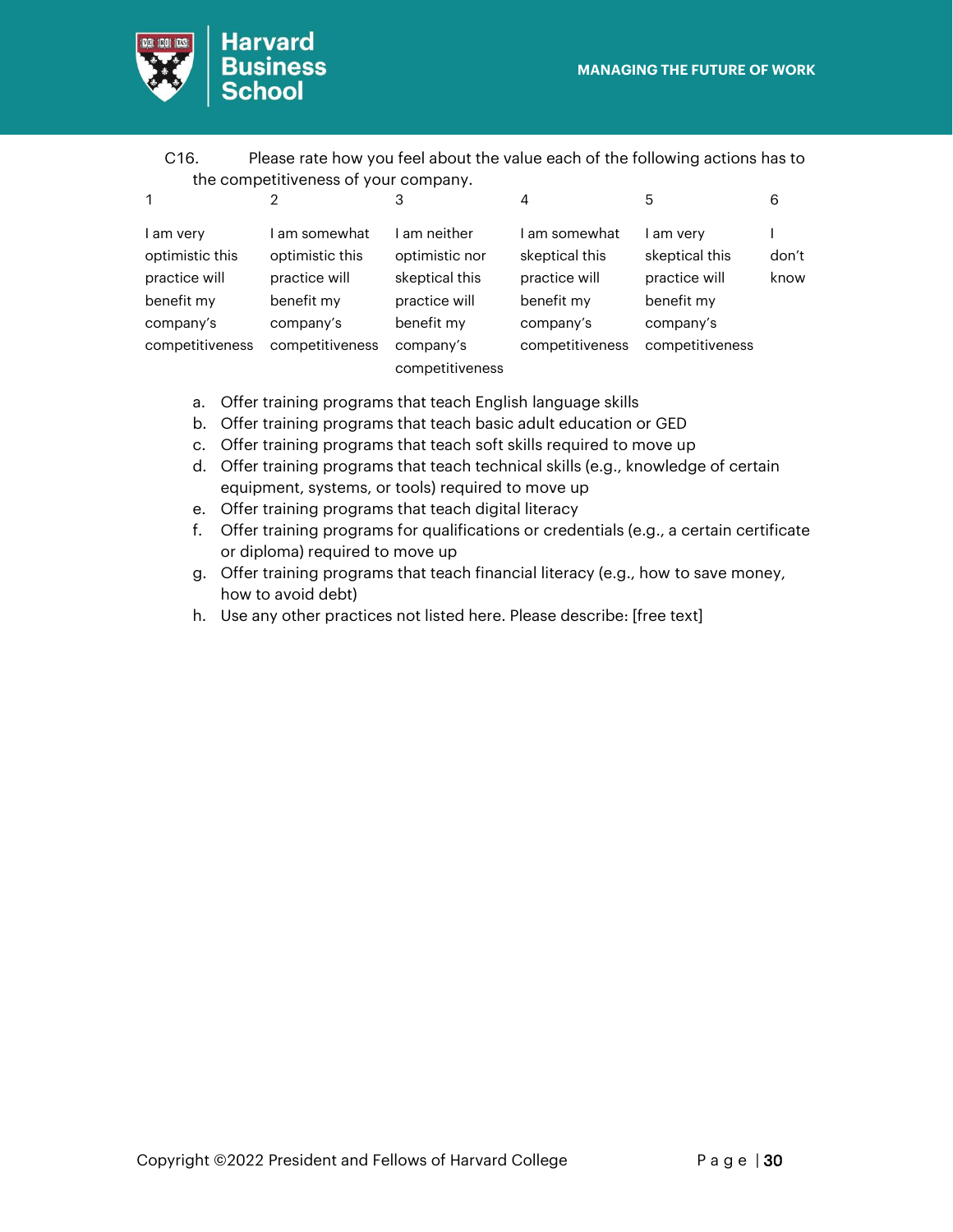C16. Please rate how you feel about the value each of the following actions has to the competitiveness of your company.

| 1 | 2 | 3 | 4 | 5 | 6 |
|---|---|---|---|---|---|
| I am very optimistic this practice will benefit my company's competitiveness | I am somewhat optimistic this practice will benefit my company's competitiveness | I am neither optimistic nor skeptical this practice will benefit my company's competitiveness | I am somewhat skeptical this practice will benefit my company's competitiveness | I am very skeptical this practice will benefit my company's competitiveness | I don't know |

a. Offer training programs that teach English language skills
b. Offer training programs that teach basic adult education or GED
c. Offer training programs that teach soft skills required to move up
d. Offer training programs that teach technical skills (e.g., knowledge of certain equipment, systems, or tools) required to move up
e. Offer training programs that teach digital literacy
f. Offer training programs for qualifications or credentials (e.g., a certain certificate or diploma) required to move up
g. Offer training programs that teach financial literacy (e.g., how to save money, how to avoid debt)
h. Use any other practices not listed here. Please describe: [free text]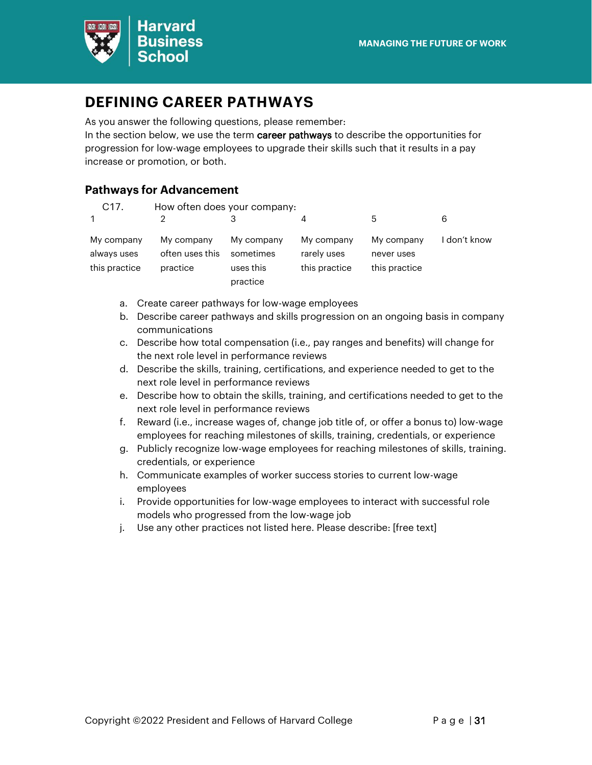## DEFINING CAREER PATHWAYS

As you answer the following questions, please remember:
In the section below, we use the term **career pathways** to describe the opportunities for progression for low-wage employees to upgrade their skills such that it results in a pay increase or promotion, or both.

### Pathways for Advancement

C17. How often does your company:

| 1 | 2 | 3 | 4 | 5 | 6 |
|---|---|---|---|---|---|
| My company always uses this practice | My company often uses this practice | My company sometimes uses this practice | My company rarely uses this practice | My company never uses this practice | I don't know |

a. Create career pathways for low-wage employees
b. Describe career pathways and skills progression on an ongoing basis in company communications
c. Describe how total compensation (i.e., pay ranges and benefits) will change for the next role level in performance reviews
d. Describe the skills, training, certifications, and experience needed to get to the next role level in performance reviews
e. Describe how to obtain the skills, training, and certifications needed to get to the next role level in performance reviews
f. Reward (i.e., increase wages of, change job title of, or offer a bonus to) low-wage employees for reaching milestones of skills, training, credentials, or experience
g. Publicly recognize low-wage employees for reaching milestones of skills, training. credentials, or experience
h. Communicate examples of worker success stories to current low-wage employees
i. Provide opportunities for low-wage employees to interact with successful role models who progressed from the low-wage job
j. Use any other practices not listed here. Please describe: [free text]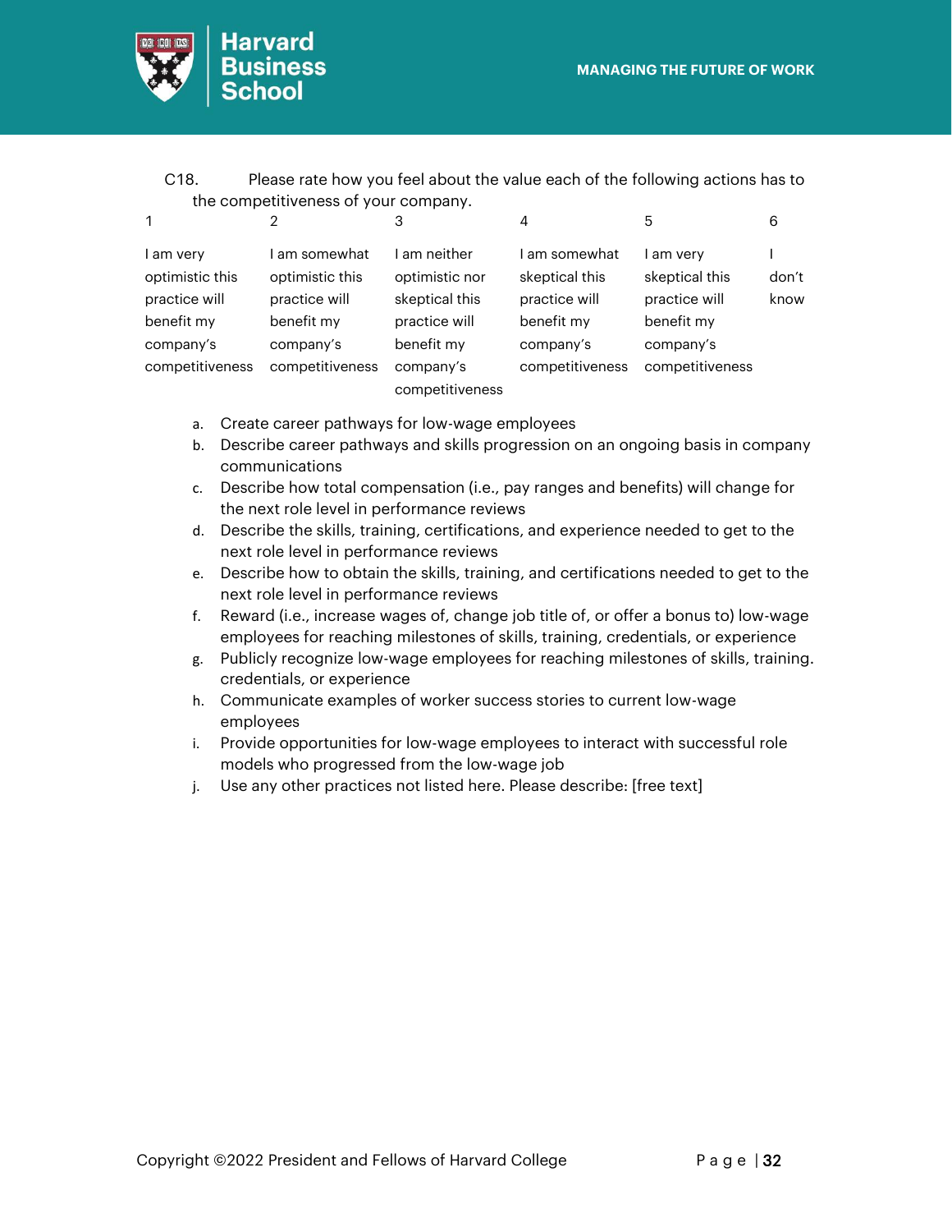C18. Please rate how you feel about the value each of the following actions has to the competitiveness of your company.

| 1 | 2 | 3 | 4 | 5 | 6 |
|---|---|---|---|---|---|
| I am very optimistic this practice will benefit my company's competitiveness | I am somewhat optimistic this practice will benefit my company's competitiveness | I am neither optimistic nor skeptical this practice will benefit my company's competitiveness | I am somewhat skeptical this practice will benefit my company's competitiveness | I am very skeptical this practice will benefit my company's competitiveness | I don't know |

a. Create career pathways for low-wage employees
b. Describe career pathways and skills progression on an ongoing basis in company communications
c. Describe how total compensation (i.e., pay ranges and benefits) will change for the next role level in performance reviews
d. Describe the skills, training, certifications, and experience needed to get to the next role level in performance reviews
e. Describe how to obtain the skills, training, and certifications needed to get to the next role level in performance reviews
f. Reward (i.e., increase wages of, change job title of, or offer a bonus to) low-wage employees for reaching milestones of skills, training, credentials, or experience
g. Publicly recognize low-wage employees for reaching milestones of skills, training. credentials, or experience
h. Communicate examples of worker success stories to current low-wage employees
i. Provide opportunities for low-wage employees to interact with successful role models who progressed from the low-wage job
j. Use any other practices not listed here. Please describe: [free text]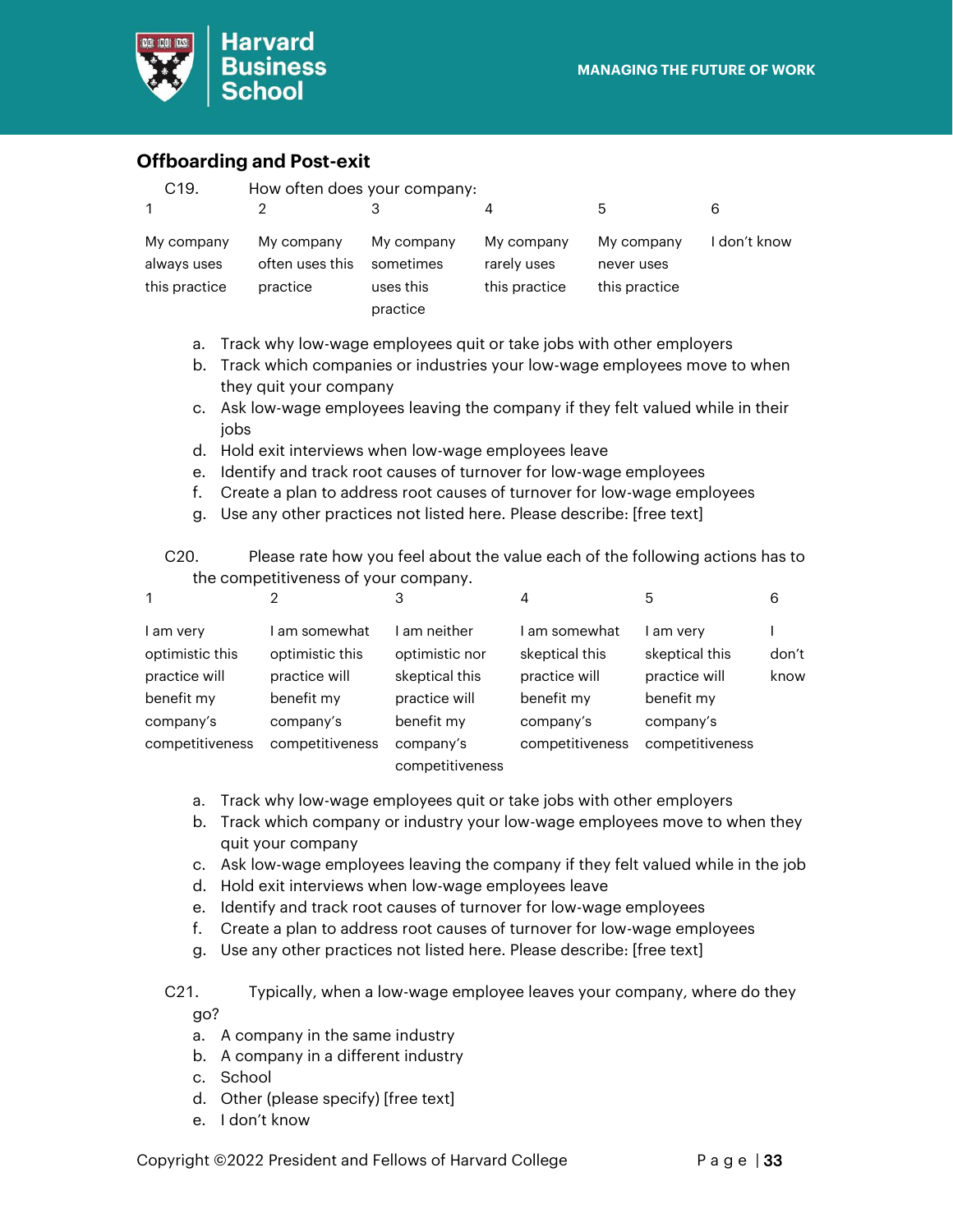## Offboarding and Post-exit

C19. How often does your company:

| 1 | 2 | 3 | 4 | 5 | 6 |
|---|---|---|---|---|---|
| My company always uses this practice | My company often uses this practice | My company sometimes uses this practice | My company rarely uses this practice | My company never uses this practice | I don't know |

a. Track why low-wage employees quit or take jobs with other employers
b. Track which companies or industries your low-wage employees move to when they quit your company
c. Ask low-wage employees leaving the company if they felt valued while in their jobs
d. Hold exit interviews when low-wage employees leave
e. Identify and track root causes of turnover for low-wage employees
f. Create a plan to address root causes of turnover for low-wage employees
g. Use any other practices not listed here. Please describe: [free text]

C20. Please rate how you feel about the value each of the following actions has to the competitiveness of your company.

| 1 | 2 | 3 | 4 | 5 | 6 |
|---|---|---|---|---|---|
| I am very optimistic this practice will benefit my company's competitiveness | I am somewhat optimistic this practice will benefit my company's competitiveness | I am neither optimistic nor skeptical this practice will benefit my company's competitiveness | I am somewhat skeptical this practice will benefit my company's competitiveness | I am very skeptical this practice will benefit my company's competitiveness | I don't know |

a. Track why low-wage employees quit or take jobs with other employers
b. Track which company or industry your low-wage employees move to when they quit your company
c. Ask low-wage employees leaving the company if they felt valued while in the job
d. Hold exit interviews when low-wage employees leave
e. Identify and track root causes of turnover for low-wage employees
f. Create a plan to address root causes of turnover for low-wage employees
g. Use any other practices not listed here. Please describe: [free text]

C21. Typically, when a low-wage employee leaves your company, where do they go?

a. A company in the same industry
b. A company in a different industry
c. School
d. Other (please specify) [free text]
e. I don't know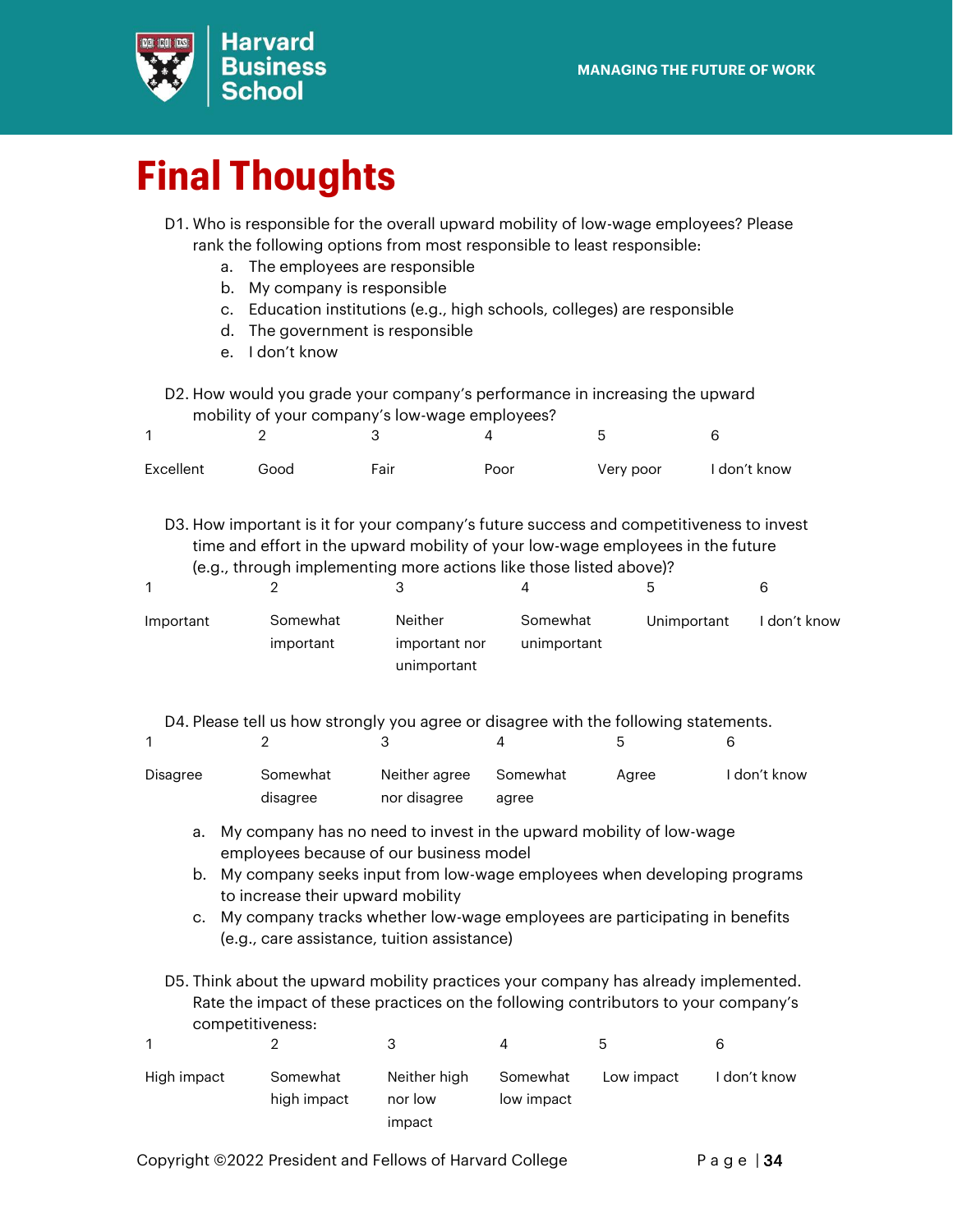# Final Thoughts

D1. Who is responsible for the overall upward mobility of low-wage employees? Please rank the following options from most responsible to least responsible:

a. The employees are responsible
b. My company is responsible
c. Education institutions (e.g., high schools, colleges) are responsible
d. The government is responsible
e. I don't know

D2. How would you grade your company's performance in increasing the upward mobility of your company's low-wage employees?

| 1 | 2 | 3 | 4 | 5 | 6 |
|---|---|---|---|---|---|
| Excellent | Good | Fair | Poor | Very poor | I don't know |

D3. How important is it for your company's future success and competitiveness to invest time and effort in the upward mobility of your low-wage employees in the future (e.g., through implementing more actions like those listed above)?

| 1 | 2 | 3 | 4 | 5 | 6 |
|---|---|---|---|---|---|
| Important | Somewhat important | Neither important nor unimportant | Somewhat unimportant | Unimportant | I don't know |

D4. Please tell us how strongly you agree or disagree with the following statements.

| 1 | 2 | 3 | 4 | 5 | 6 |
|---|---|---|---|---|---|
| Disagree | Somewhat disagree | Neither agree nor disagree | Somewhat agree | Agree | I don't know |

a. My company has no need to invest in the upward mobility of low-wage employees because of our business model
b. My company seeks input from low-wage employees when developing programs to increase their upward mobility
c. My company tracks whether low-wage employees are participating in benefits (e.g., care assistance, tuition assistance)

D5. Think about the upward mobility practices your company has already implemented. Rate the impact of these practices on the following contributors to your company's competitiveness:

| 1 | 2 | 3 | 4 | 5 | 6 |
|---|---|---|---|---|---|
| High impact | Somewhat high impact | Neither high nor low impact | Somewhat low impact | Low impact | I don't know |

Copyright ©2022 President and Fellows of Harvard College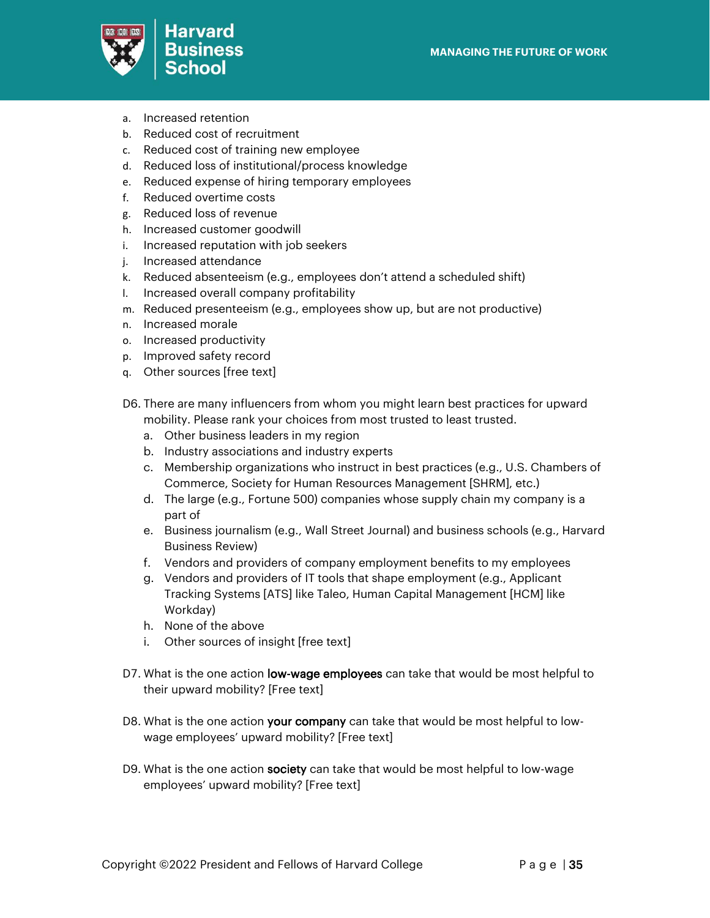a. Increased retention
b. Reduced cost of recruitment
c. Reduced cost of training new employee
d. Reduced loss of institutional/process knowledge
e. Reduced expense of hiring temporary employees
f. Reduced overtime costs
g. Reduced loss of revenue
h. Increased customer goodwill
i. Increased reputation with job seekers
j. Increased attendance
k. Reduced absenteeism (e.g., employees don't attend a scheduled shift)
l. Increased overall company profitability
m. Reduced presenteeism (e.g., employees show up, but are not productive)
n. Increased morale
o. Increased productivity
p. Improved safety record
q. Other sources [free text]

D6. There are many influencers from whom you might learn best practices for upward mobility. Please rank your choices from most trusted to least trusted.

a. Other business leaders in my region
b. Industry associations and industry experts
c. Membership organizations who instruct in best practices (e.g., U.S. Chambers of Commerce, Society for Human Resources Management [SHRM], etc.)
d. The large (e.g., Fortune 500) companies whose supply chain my company is a part of
e. Business journalism (e.g., Wall Street Journal) and business schools (e.g., Harvard Business Review)
f. Vendors and providers of company employment benefits to my employees
g. Vendors and providers of IT tools that shape employment (e.g., Applicant Tracking Systems [ATS] like Taleo, Human Capital Management [HCM] like Workday)
h. None of the above
i. Other sources of insight [free text]

D7. What is the one action **low-wage employees** can take that would be most helpful to their upward mobility? [Free text]

D8. What is the one action **your company** can take that would be most helpful to low-wage employees' upward mobility? [Free text]

D9. What is the one action **society** can take that would be most helpful to low-wage employees' upward mobility? [Free text]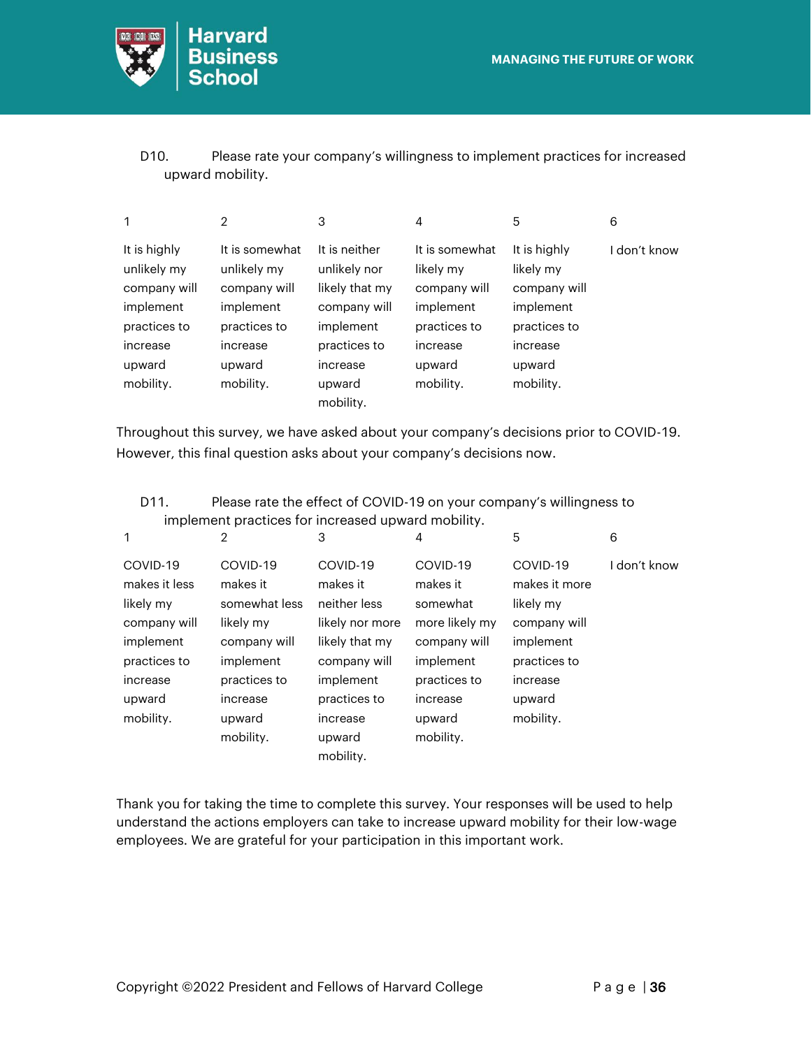D10. Please rate your company's willingness to implement practices for increased upward mobility.

| 1 | 2 | 3 | 4 | 5 | 6 |
|---|---|---|---|---|---|
| It is highly unlikely my company will implement practices to increase upward mobility. | It is somewhat unlikely my company will implement practices to increase upward mobility. | It is neither unlikely nor likely that my company will implement practices to increase upward mobility. | It is somewhat likely my company will implement practices to increase upward mobility. | It is highly likely my company will implement practices to increase upward mobility. | I don't know |

Throughout this survey, we have asked about your company's decisions prior to COVID-19. However, this final question asks about your company's decisions now.

D11. Please rate the effect of COVID-19 on your company's willingness to implement practices for increased upward mobility.

| 1 | 2 | 3 | 4 | 5 | 6 |
|---|---|---|---|---|---|
| COVID-19 makes it less likely my company will implement practices to increase upward mobility. | COVID-19 makes it somewhat less likely my company will implement practices to increase upward mobility. | COVID-19 makes it neither less likely nor more likely that my company will implement practices to increase upward mobility. | COVID-19 makes it somewhat more likely my company will implement practices to increase upward mobility. | COVID-19 makes it more likely my company will implement practices to increase upward mobility. | I don't know |

Thank you for taking the time to complete this survey. Your responses will be used to help understand the actions employers can take to increase upward mobility for their low-wage employees. We are grateful for your participation in this important work.